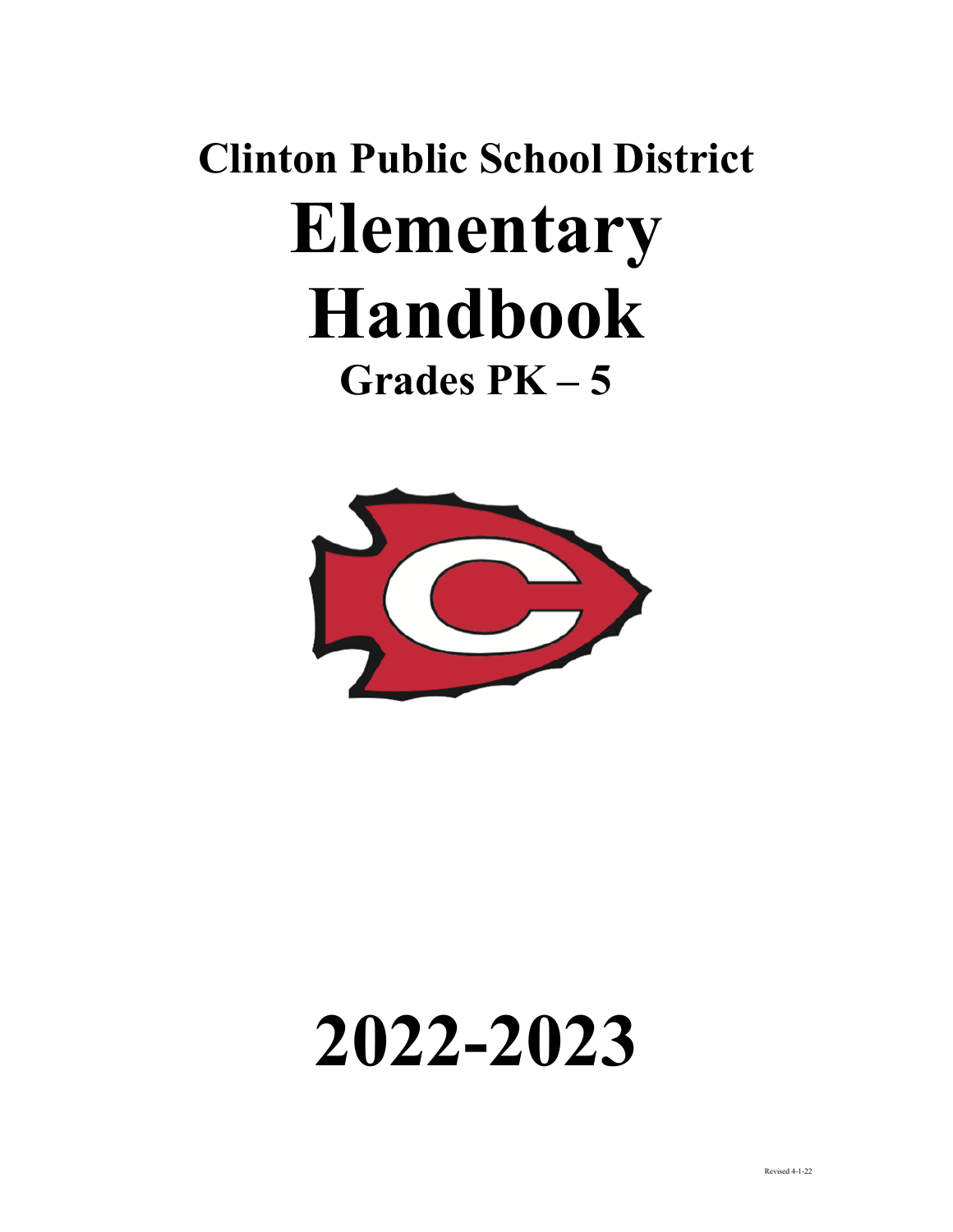# Clinton Public School District

# Elementary Handbook

## Grades PK – 5

# 2022-2023

Revised 4-1-22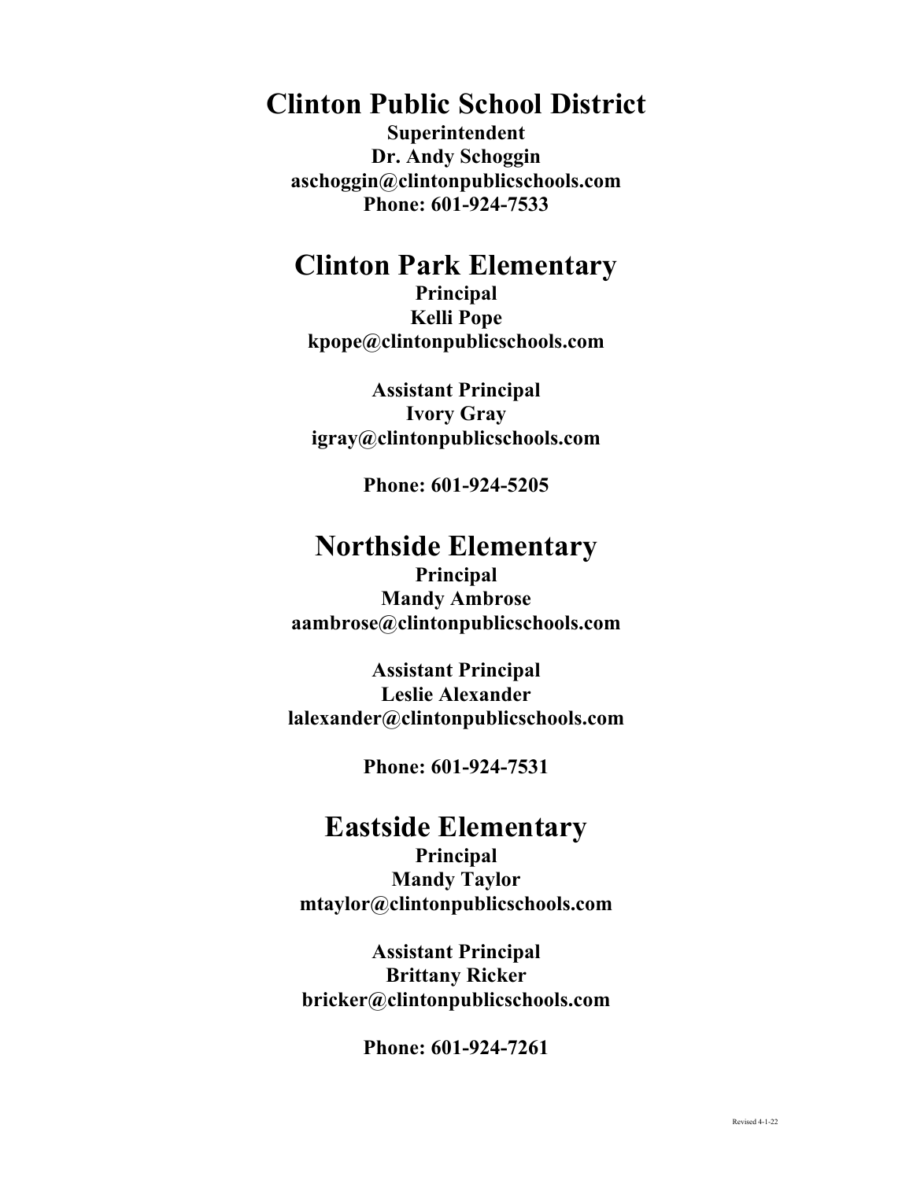# Clinton Public School District

**Superintendent**
**Dr. Andy Schoggin**
**aschoggin@clintonpublicschools.com**
**Phone: 601-924-7533**

# Clinton Park Elementary

**Principal**
**Kelli Pope**
**kpope@clintonpublicschools.com**

**Assistant Principal**
**Ivory Gray**
**igray@clintonpublicschools.com**

**Phone: 601-924-5205**

# Northside Elementary

**Principal**
**Mandy Ambrose**
**aambrose@clintonpublicschools.com**

**Assistant Principal**
**Leslie Alexander**
**lalexander@clintonpublicschools.com**

**Phone: 601-924-7531**

# Eastside Elementary

**Principal**
**Mandy Taylor**
**mtaylor@clintonpublicschools.com**

**Assistant Principal**
**Brittany Ricker**
**bricker@clintonpublicschools.com**

**Phone: 601-924-7261**

Revised 4-1-22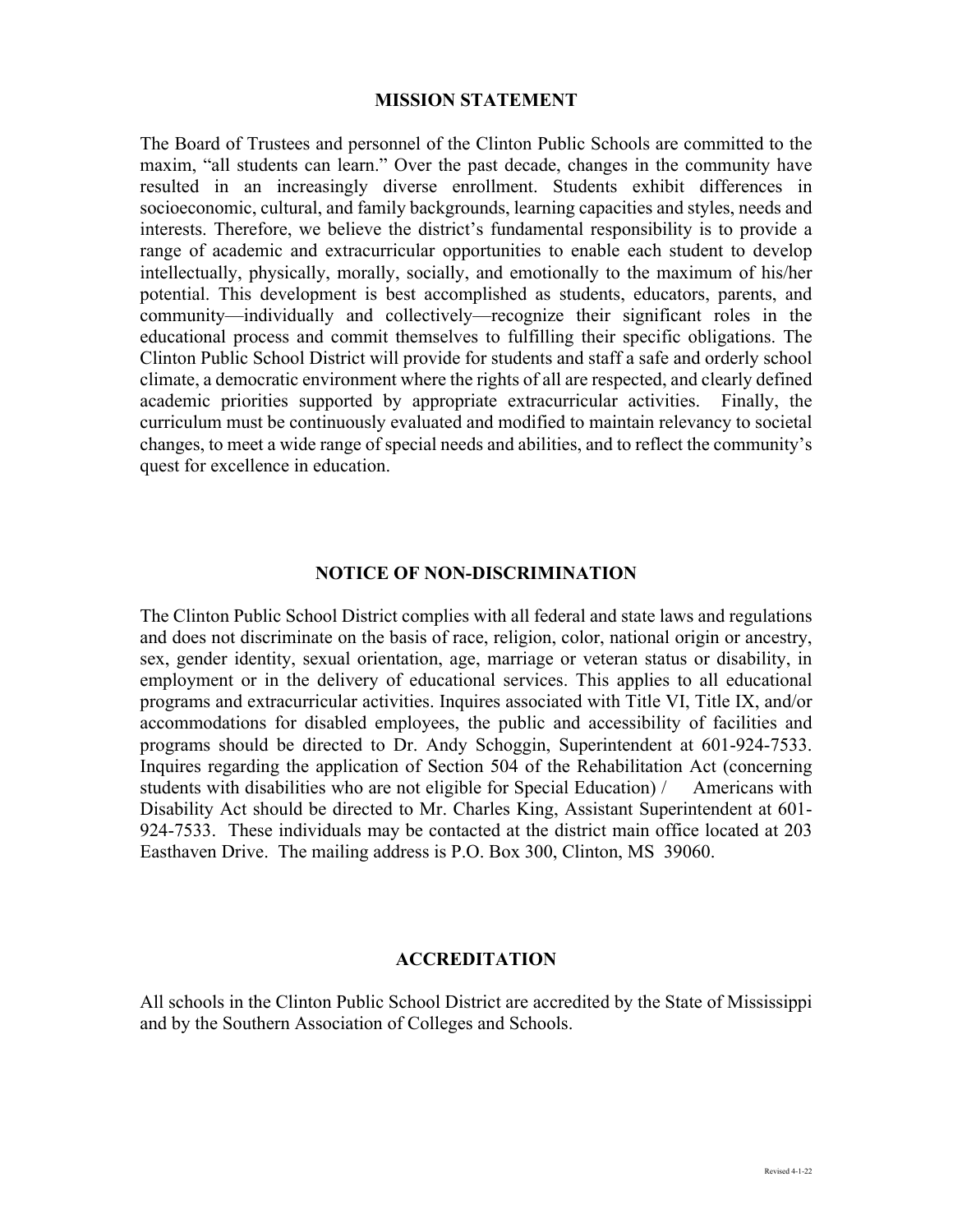## MISSION STATEMENT

The Board of Trustees and personnel of the Clinton Public Schools are committed to the maxim, "all students can learn." Over the past decade, changes in the community have resulted in an increasingly diverse enrollment. Students exhibit differences in socioeconomic, cultural, and family backgrounds, learning capacities and styles, needs and interests. Therefore, we believe the district's fundamental responsibility is to provide a range of academic and extracurricular opportunities to enable each student to develop intellectually, physically, morally, socially, and emotionally to the maximum of his/her potential. This development is best accomplished as students, educators, parents, and community—individually and collectively—recognize their significant roles in the educational process and commit themselves to fulfilling their specific obligations. The Clinton Public School District will provide for students and staff a safe and orderly school climate, a democratic environment where the rights of all are respected, and clearly defined academic priorities supported by appropriate extracurricular activities. Finally, the curriculum must be continuously evaluated and modified to maintain relevancy to societal changes, to meet a wide range of special needs and abilities, and to reflect the community's quest for excellence in education.

## NOTICE OF NON-DISCRIMINATION

The Clinton Public School District complies with all federal and state laws and regulations and does not discriminate on the basis of race, religion, color, national origin or ancestry, sex, gender identity, sexual orientation, age, marriage or veteran status or disability, in employment or in the delivery of educational services. This applies to all educational programs and extracurricular activities. Inquires associated with Title VI, Title IX, and/or accommodations for disabled employees, the public and accessibility of facilities and programs should be directed to Dr. Andy Schoggin, Superintendent at 601-924-7533. Inquires regarding the application of Section 504 of the Rehabilitation Act (concerning students with disabilities who are not eligible for Special Education) / Americans with Disability Act should be directed to Mr. Charles King, Assistant Superintendent at 601-924-7533. These individuals may be contacted at the district main office located at 203 Easthaven Drive. The mailing address is P.O. Box 300, Clinton, MS 39060.

## ACCREDITATION

All schools in the Clinton Public School District are accredited by the State of Mississippi and by the Southern Association of Colleges and Schools.

Revised 4-1-22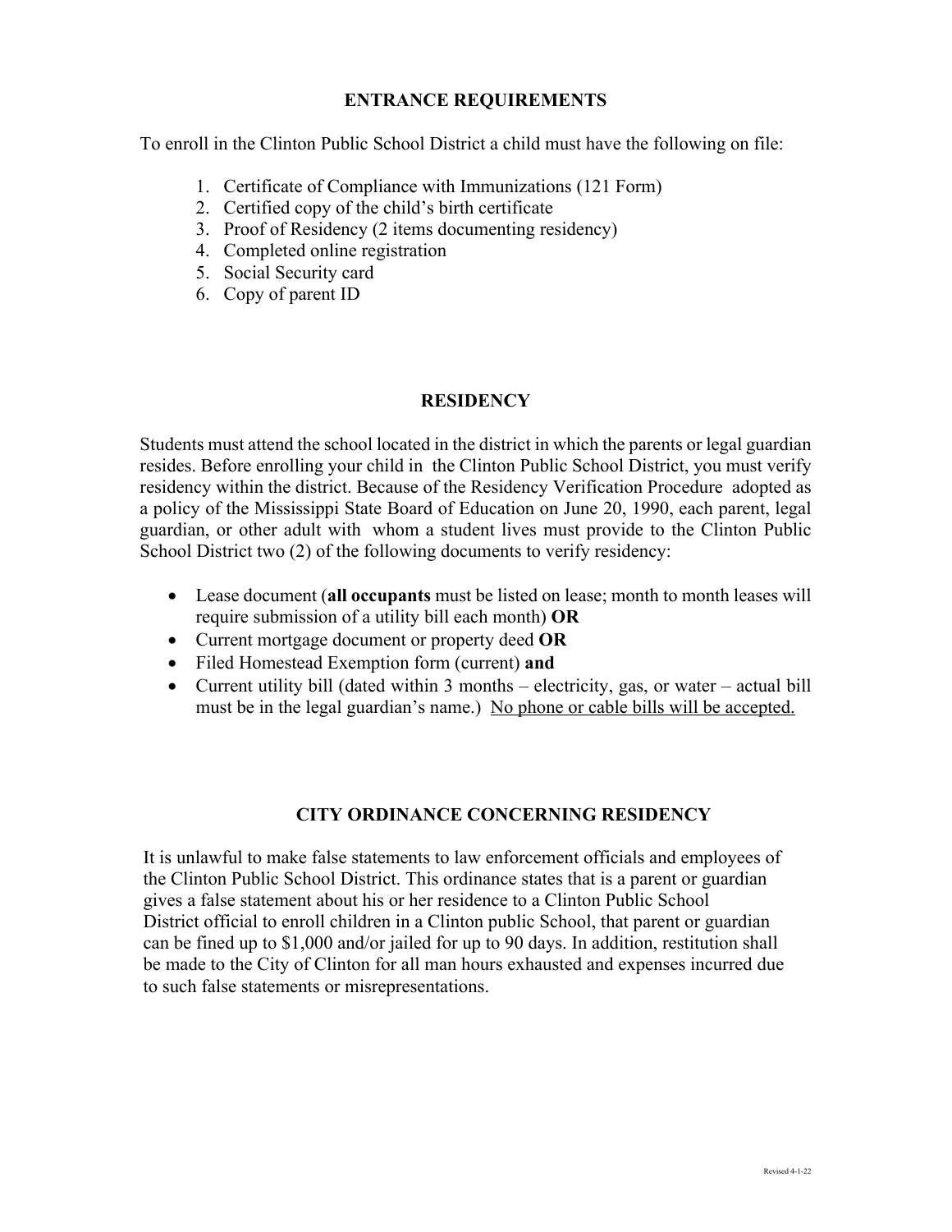## ENTRANCE REQUIREMENTS

To enroll in the Clinton Public School District a child must have the following on file:

1. Certificate of Compliance with Immunizations (121 Form)
2. Certified copy of the child's birth certificate
3. Proof of Residency (2 items documenting residency)
4. Completed online registration
5. Social Security card
6. Copy of parent ID

## RESIDENCY

Students must attend the school located in the district in which the parents or legal guardian resides. Before enrolling your child in the Clinton Public School District, you must verify residency within the district. Because of the Residency Verification Procedure adopted as a policy of the Mississippi State Board of Education on June 20, 1990, each parent, legal guardian, or other adult with whom a student lives must provide to the Clinton Public School District two (2) of the following documents to verify residency:

- Lease document (**all occupants** must be listed on lease; month to month leases will require submission of a utility bill each month) **OR**
- Current mortgage document or property deed **OR**
- Filed Homestead Exemption form (current) **and**
- Current utility bill (dated within 3 months – electricity, gas, or water – actual bill must be in the legal guardian's name.) <u>No phone or cable bills will be accepted.</u>

## CITY ORDINANCE CONCERNING RESIDENCY

It is unlawful to make false statements to law enforcement officials and employees of the Clinton Public School District. This ordinance states that is a parent or guardian gives a false statement about his or her residence to a Clinton Public School District official to enroll children in a Clinton public School, that parent or guardian can be fined up to $1,000 and/or jailed for up to 90 days. In addition, restitution shall be made to the City of Clinton for all man hours exhausted and expenses incurred due to such false statements or misrepresentations.

Revised 4-1-22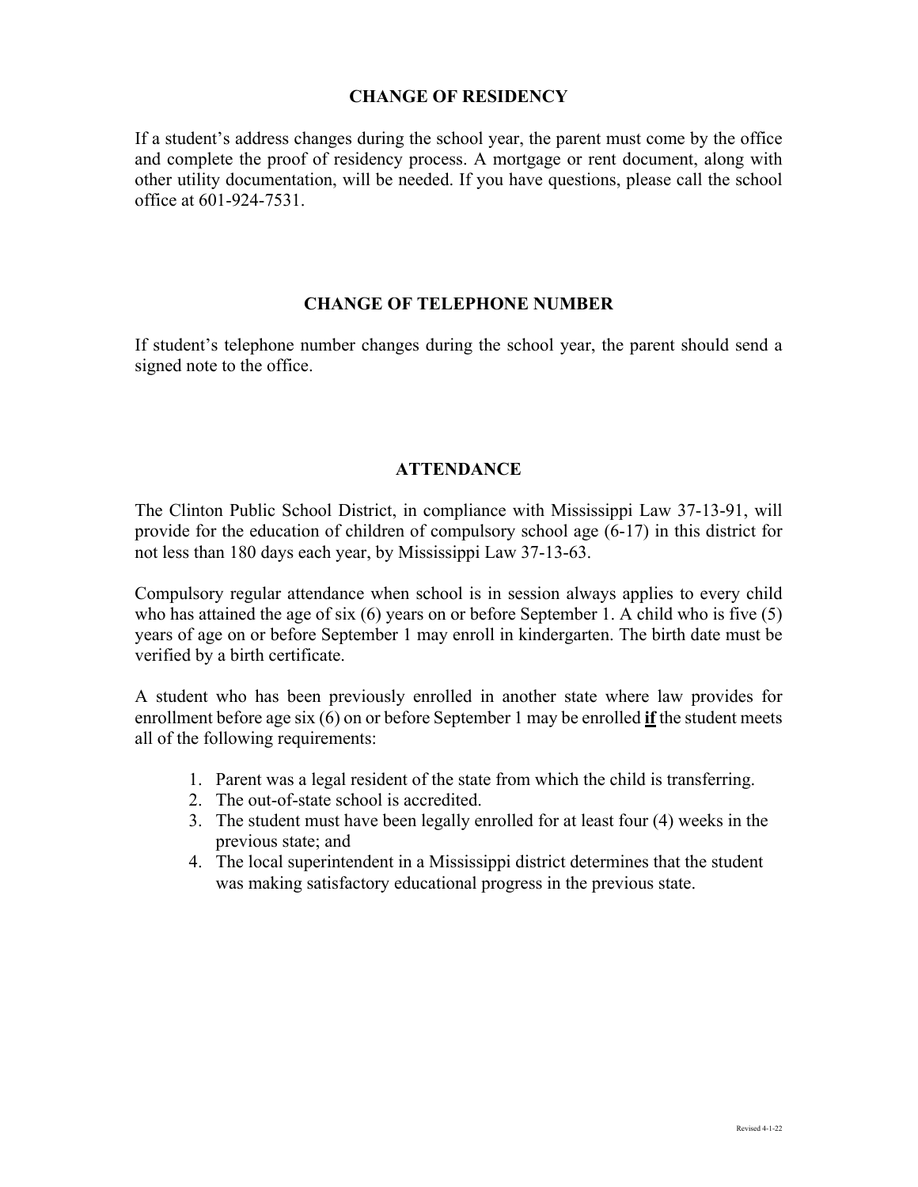## CHANGE OF RESIDENCY

If a student's address changes during the school year, the parent must come by the office and complete the proof of residency process. A mortgage or rent document, along with other utility documentation, will be needed. If you have questions, please call the school office at 601-924-7531.

## CHANGE OF TELEPHONE NUMBER

If student's telephone number changes during the school year, the parent should send a signed note to the office.

## ATTENDANCE

The Clinton Public School District, in compliance with Mississippi Law 37-13-91, will provide for the education of children of compulsory school age (6-17) in this district for not less than 180 days each year, by Mississippi Law 37-13-63.

Compulsory regular attendance when school is in session always applies to every child who has attained the age of six (6) years on or before September 1. A child who is five (5) years of age on or before September 1 may enroll in kindergarten. The birth date must be verified by a birth certificate.

A student who has been previously enrolled in another state where law provides for enrollment before age six (6) on or before September 1 may be enrolled <u>**if**</u> the student meets all of the following requirements:

1. Parent was a legal resident of the state from which the child is transferring.
2. The out-of-state school is accredited.
3. The student must have been legally enrolled for at least four (4) weeks in the previous state; and
4. The local superintendent in a Mississippi district determines that the student was making satisfactory educational progress in the previous state.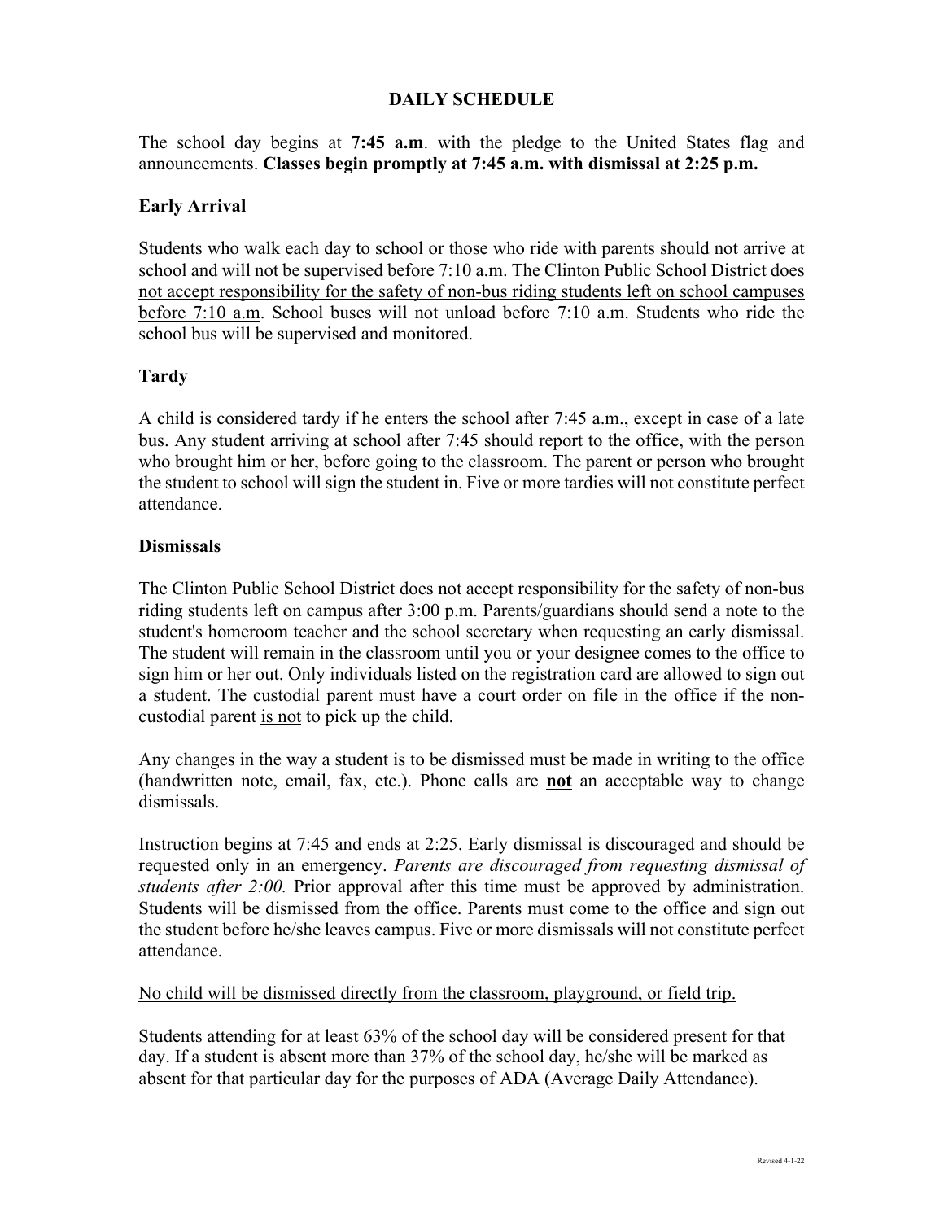## DAILY SCHEDULE

The school day begins at **7:45 a.m**. with the pledge to the United States flag and announcements. **Classes begin promptly at 7:45 a.m. with dismissal at 2:25 p.m.**

### Early Arrival

Students who walk each day to school or those who ride with parents should not arrive at school and will not be supervised before 7:10 a.m. The Clinton Public School District does not accept responsibility for the safety of non-bus riding students left on school campuses before 7:10 a.m. School buses will not unload before 7:10 a.m. Students who ride the school bus will be supervised and monitored.

### Tardy

A child is considered tardy if he enters the school after 7:45 a.m., except in case of a late bus. Any student arriving at school after 7:45 should report to the office, with the person who brought him or her, before going to the classroom. The parent or person who brought the student to school will sign the student in. Five or more tardies will not constitute perfect attendance.

### Dismissals

The Clinton Public School District does not accept responsibility for the safety of non-bus riding students left on campus after 3:00 p.m. Parents/guardians should send a note to the student's homeroom teacher and the school secretary when requesting an early dismissal. The student will remain in the classroom until you or your designee comes to the office to sign him or her out. Only individuals listed on the registration card are allowed to sign out a student. The custodial parent must have a court order on file in the office if the non-custodial parent is not to pick up the child.

Any changes in the way a student is to be dismissed must be made in writing to the office (handwritten note, email, fax, etc.). Phone calls are **not** an acceptable way to change dismissals.

Instruction begins at 7:45 and ends at 2:25. Early dismissal is discouraged and should be requested only in an emergency. *Parents are discouraged from requesting dismissal of students after 2:00.* Prior approval after this time must be approved by administration. Students will be dismissed from the office. Parents must come to the office and sign out the student before he/she leaves campus. Five or more dismissals will not constitute perfect attendance.

No child will be dismissed directly from the classroom, playground, or field trip.

Students attending for at least 63% of the school day will be considered present for that day. If a student is absent more than 37% of the school day, he/she will be marked as absent for that particular day for the purposes of ADA (Average Daily Attendance).

Revised 4-1-22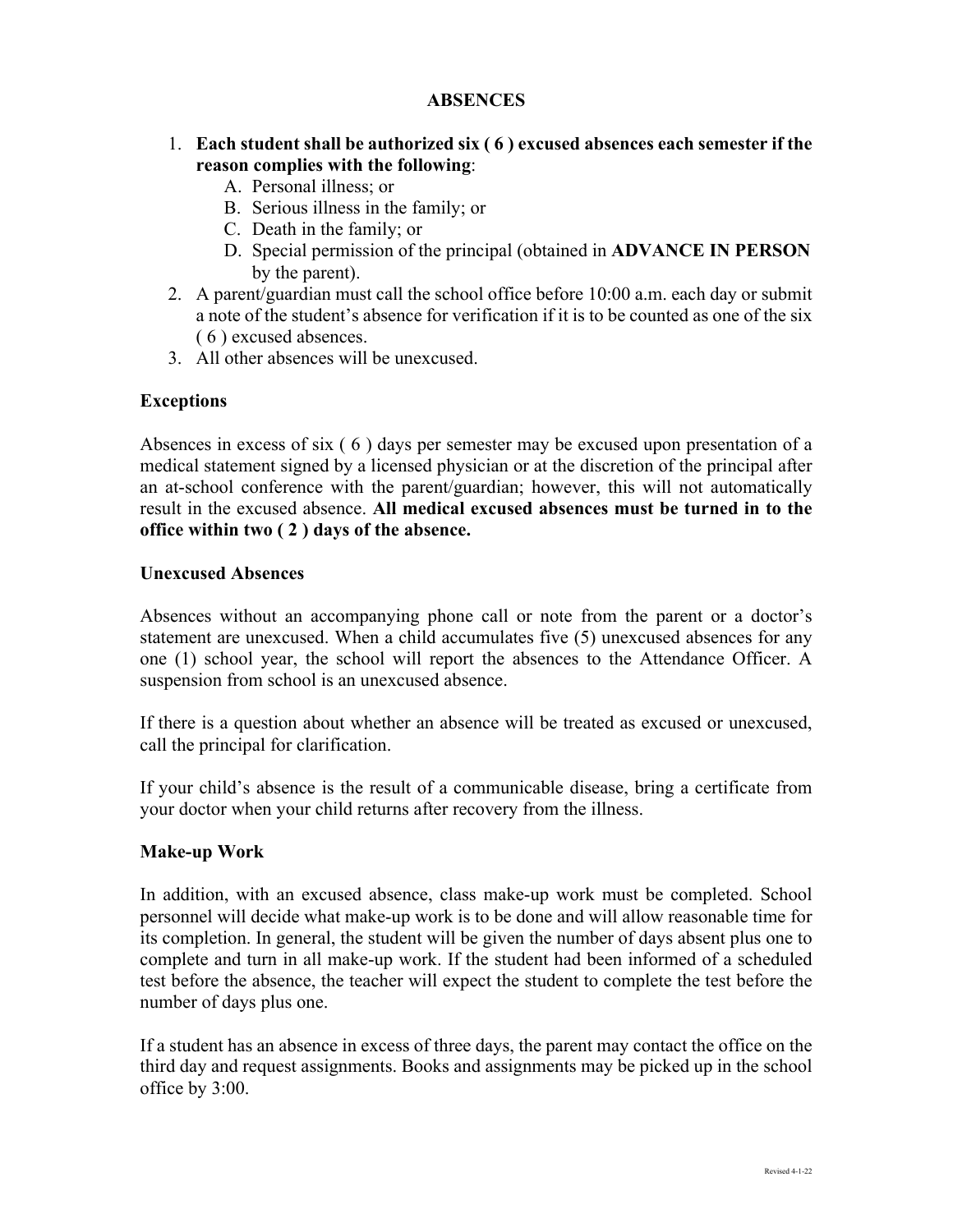## ABSENCES

1. **Each student shall be authorized six ( 6 ) excused absences each semester if the reason complies with the following**:
   A. Personal illness; or
   B. Serious illness in the family; or
   C. Death in the family; or
   D. Special permission of the principal (obtained in **ADVANCE IN PERSON** by the parent).
2. A parent/guardian must call the school office before 10:00 a.m. each day or submit a note of the student's absence for verification if it is to be counted as one of the six ( 6 ) excused absences.
3. All other absences will be unexcused.

### Exceptions

Absences in excess of six ( 6 ) days per semester may be excused upon presentation of a medical statement signed by a licensed physician or at the discretion of the principal after an at-school conference with the parent/guardian; however, this will not automatically result in the excused absence. **All medical excused absences must be turned in to the office within two ( 2 ) days of the absence.**

### Unexcused Absences

Absences without an accompanying phone call or note from the parent or a doctor's statement are unexcused. When a child accumulates five (5) unexcused absences for any one (1) school year, the school will report the absences to the Attendance Officer. A suspension from school is an unexcused absence.

If there is a question about whether an absence will be treated as excused or unexcused, call the principal for clarification.

If your child's absence is the result of a communicable disease, bring a certificate from your doctor when your child returns after recovery from the illness.

### Make-up Work

In addition, with an excused absence, class make-up work must be completed. School personnel will decide what make-up work is to be done and will allow reasonable time for its completion. In general, the student will be given the number of days absent plus one to complete and turn in all make-up work. If the student had been informed of a scheduled test before the absence, the teacher will expect the student to complete the test before the number of days plus one.

If a student has an absence in excess of three days, the parent may contact the office on the third day and request assignments. Books and assignments may be picked up in the school office by 3:00.

Revised 4-1-22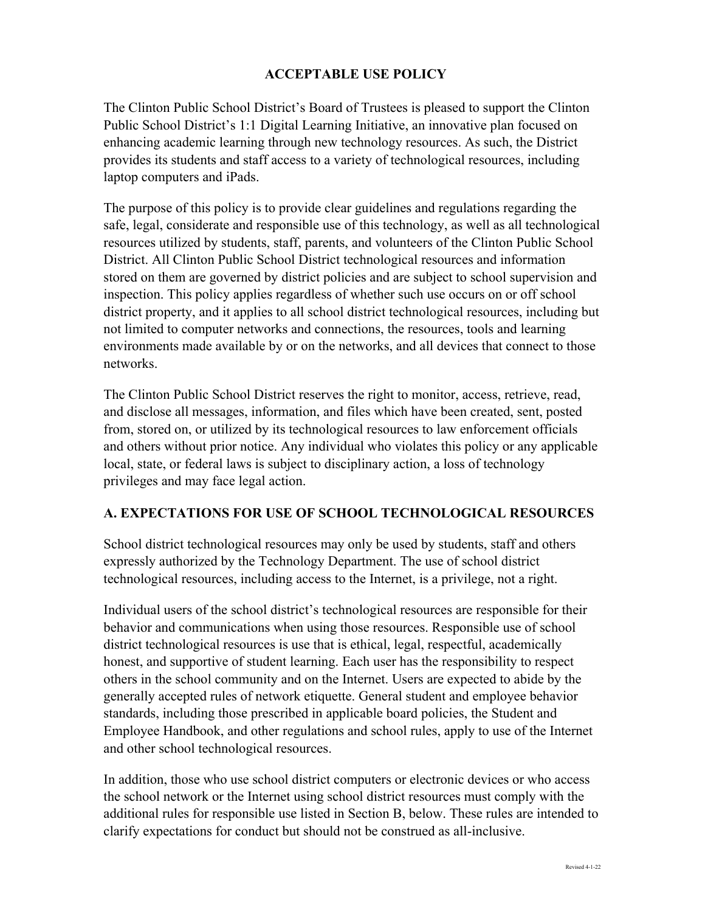# ACCEPTABLE USE POLICY

The Clinton Public School District's Board of Trustees is pleased to support the Clinton Public School District's 1:1 Digital Learning Initiative, an innovative plan focused on enhancing academic learning through new technology resources. As such, the District provides its students and staff access to a variety of technological resources, including laptop computers and iPads.

The purpose of this policy is to provide clear guidelines and regulations regarding the safe, legal, considerate and responsible use of this technology, as well as all technological resources utilized by students, staff, parents, and volunteers of the Clinton Public School District. All Clinton Public School District technological resources and information stored on them are governed by district policies and are subject to school supervision and inspection. This policy applies regardless of whether such use occurs on or off school district property, and it applies to all school district technological resources, including but not limited to computer networks and connections, the resources, tools and learning environments made available by or on the networks, and all devices that connect to those networks.

The Clinton Public School District reserves the right to monitor, access, retrieve, read, and disclose all messages, information, and files which have been created, sent, posted from, stored on, or utilized by its technological resources to law enforcement officials and others without prior notice. Any individual who violates this policy or any applicable local, state, or federal laws is subject to disciplinary action, a loss of technology privileges and may face legal action.

## A. EXPECTATIONS FOR USE OF SCHOOL TECHNOLOGICAL RESOURCES

School district technological resources may only be used by students, staff and others expressly authorized by the Technology Department. The use of school district technological resources, including access to the Internet, is a privilege, not a right.

Individual users of the school district's technological resources are responsible for their behavior and communications when using those resources. Responsible use of school district technological resources is use that is ethical, legal, respectful, academically honest, and supportive of student learning. Each user has the responsibility to respect others in the school community and on the Internet. Users are expected to abide by the generally accepted rules of network etiquette. General student and employee behavior standards, including those prescribed in applicable board policies, the Student and Employee Handbook, and other regulations and school rules, apply to use of the Internet and other school technological resources.

In addition, those who use school district computers or electronic devices or who access the school network or the Internet using school district resources must comply with the additional rules for responsible use listed in Section B, below. These rules are intended to clarify expectations for conduct but should not be construed as all-inclusive.

Revised 4-1-22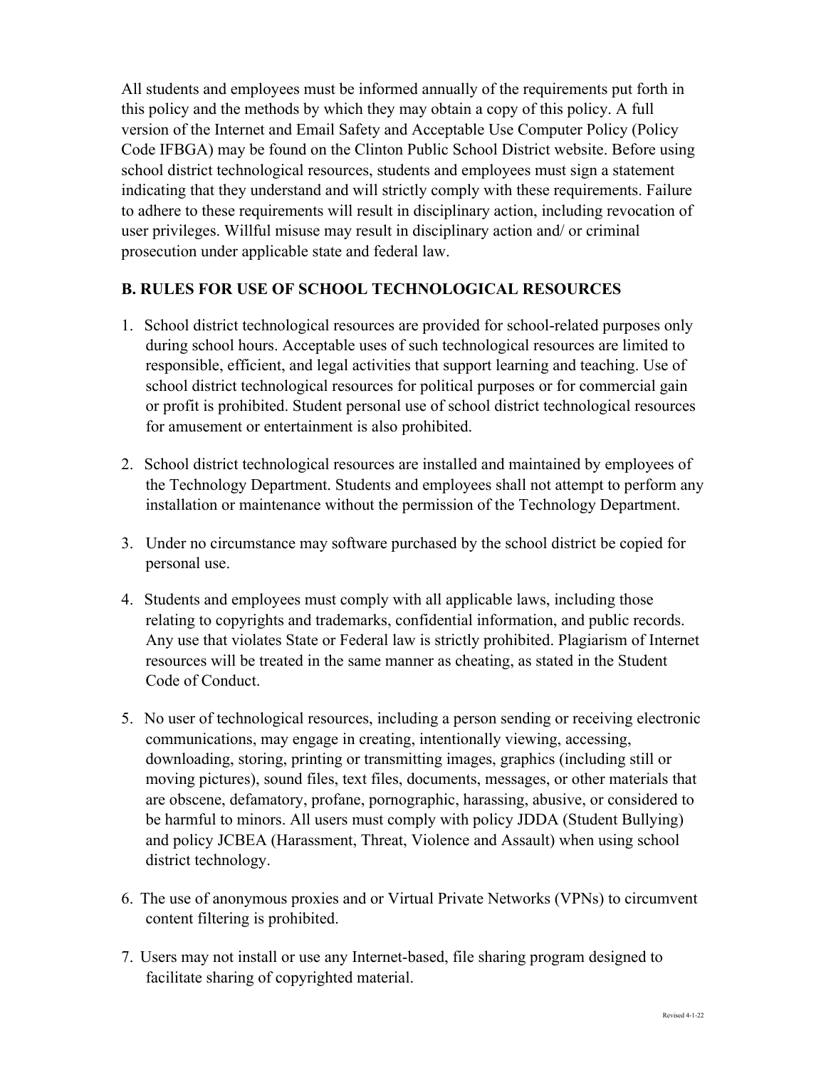All students and employees must be informed annually of the requirements put forth in this policy and the methods by which they may obtain a copy of this policy. A full version of the Internet and Email Safety and Acceptable Use Computer Policy (Policy Code IFBGA) may be found on the Clinton Public School District website. Before using school district technological resources, students and employees must sign a statement indicating that they understand and will strictly comply with these requirements. Failure to adhere to these requirements will result in disciplinary action, including revocation of user privileges. Willful misuse may result in disciplinary action and/ or criminal prosecution under applicable state and federal law.

## B. RULES FOR USE OF SCHOOL TECHNOLOGICAL RESOURCES

1. School district technological resources are provided for school-related purposes only during school hours. Acceptable uses of such technological resources are limited to responsible, efficient, and legal activities that support learning and teaching. Use of school district technological resources for political purposes or for commercial gain or profit is prohibited. Student personal use of school district technological resources for amusement or entertainment is also prohibited.

2. School district technological resources are installed and maintained by employees of the Technology Department. Students and employees shall not attempt to perform any installation or maintenance without the permission of the Technology Department.

3. Under no circumstance may software purchased by the school district be copied for personal use.

4. Students and employees must comply with all applicable laws, including those relating to copyrights and trademarks, confidential information, and public records. Any use that violates State or Federal law is strictly prohibited. Plagiarism of Internet resources will be treated in the same manner as cheating, as stated in the Student Code of Conduct.

5. No user of technological resources, including a person sending or receiving electronic communications, may engage in creating, intentionally viewing, accessing, downloading, storing, printing or transmitting images, graphics (including still or moving pictures), sound files, text files, documents, messages, or other materials that are obscene, defamatory, profane, pornographic, harassing, abusive, or considered to be harmful to minors. All users must comply with policy JDDA (Student Bullying) and policy JCBEA (Harassment, Threat, Violence and Assault) when using school district technology.

6. The use of anonymous proxies and or Virtual Private Networks (VPNs) to circumvent content filtering is prohibited.

7. Users may not install or use any Internet-based, file sharing program designed to facilitate sharing of copyrighted material.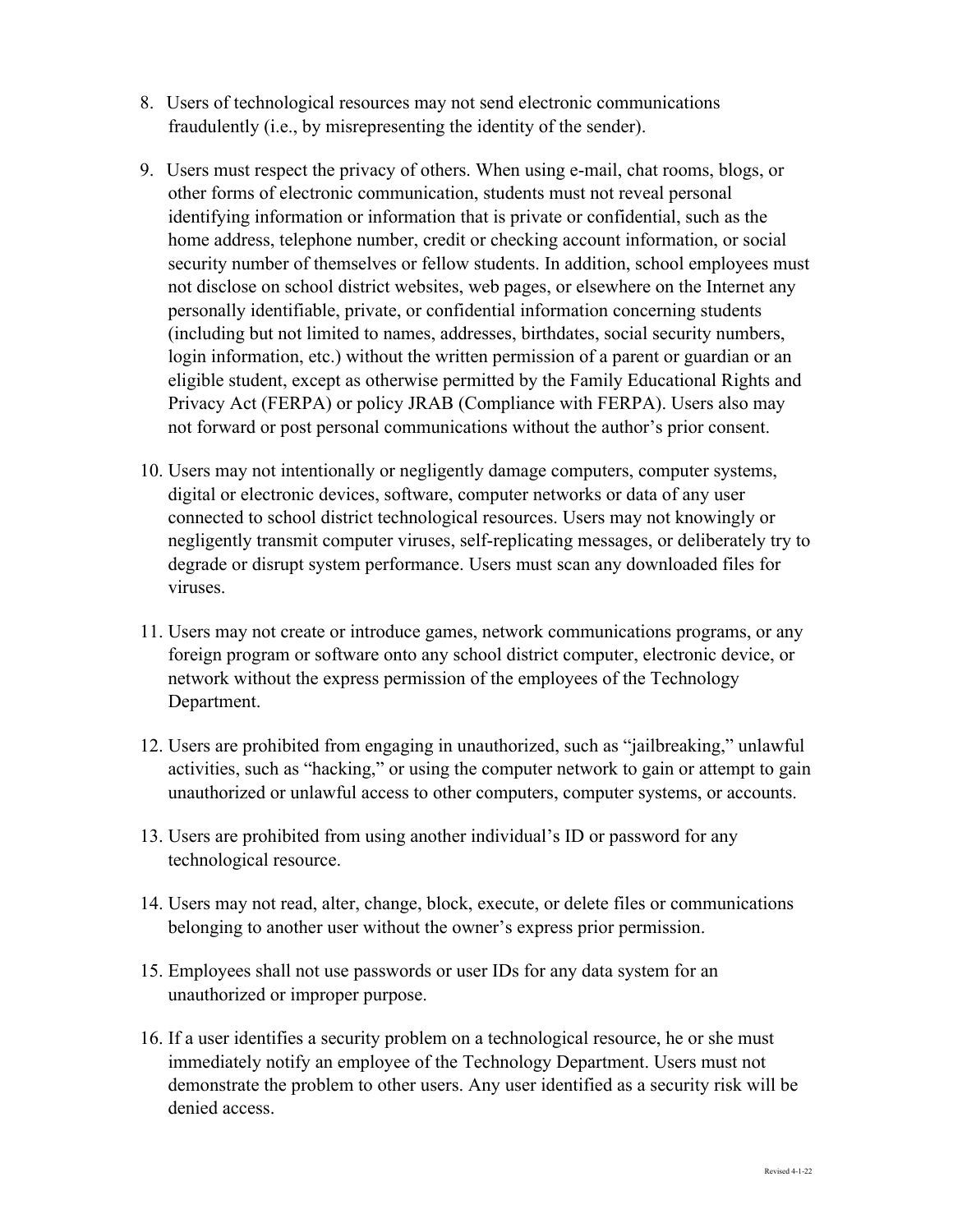8. Users of technological resources may not send electronic communications fraudulently (i.e., by misrepresenting the identity of the sender).

9. Users must respect the privacy of others. When using e-mail, chat rooms, blogs, or other forms of electronic communication, students must not reveal personal identifying information or information that is private or confidential, such as the home address, telephone number, credit or checking account information, or social security number of themselves or fellow students. In addition, school employees must not disclose on school district websites, web pages, or elsewhere on the Internet any personally identifiable, private, or confidential information concerning students (including but not limited to names, addresses, birthdates, social security numbers, login information, etc.) without the written permission of a parent or guardian or an eligible student, except as otherwise permitted by the Family Educational Rights and Privacy Act (FERPA) or policy JRAB (Compliance with FERPA). Users also may not forward or post personal communications without the author's prior consent.

10. Users may not intentionally or negligently damage computers, computer systems, digital or electronic devices, software, computer networks or data of any user connected to school district technological resources. Users may not knowingly or negligently transmit computer viruses, self-replicating messages, or deliberately try to degrade or disrupt system performance. Users must scan any downloaded files for viruses.

11. Users may not create or introduce games, network communications programs, or any foreign program or software onto any school district computer, electronic device, or network without the express permission of the employees of the Technology Department.

12. Users are prohibited from engaging in unauthorized, such as "jailbreaking," unlawful activities, such as "hacking," or using the computer network to gain or attempt to gain unauthorized or unlawful access to other computers, computer systems, or accounts.

13. Users are prohibited from using another individual's ID or password for any technological resource.

14. Users may not read, alter, change, block, execute, or delete files or communications belonging to another user without the owner's express prior permission.

15. Employees shall not use passwords or user IDs for any data system for an unauthorized or improper purpose.

16. If a user identifies a security problem on a technological resource, he or she must immediately notify an employee of the Technology Department. Users must not demonstrate the problem to other users. Any user identified as a security risk will be denied access.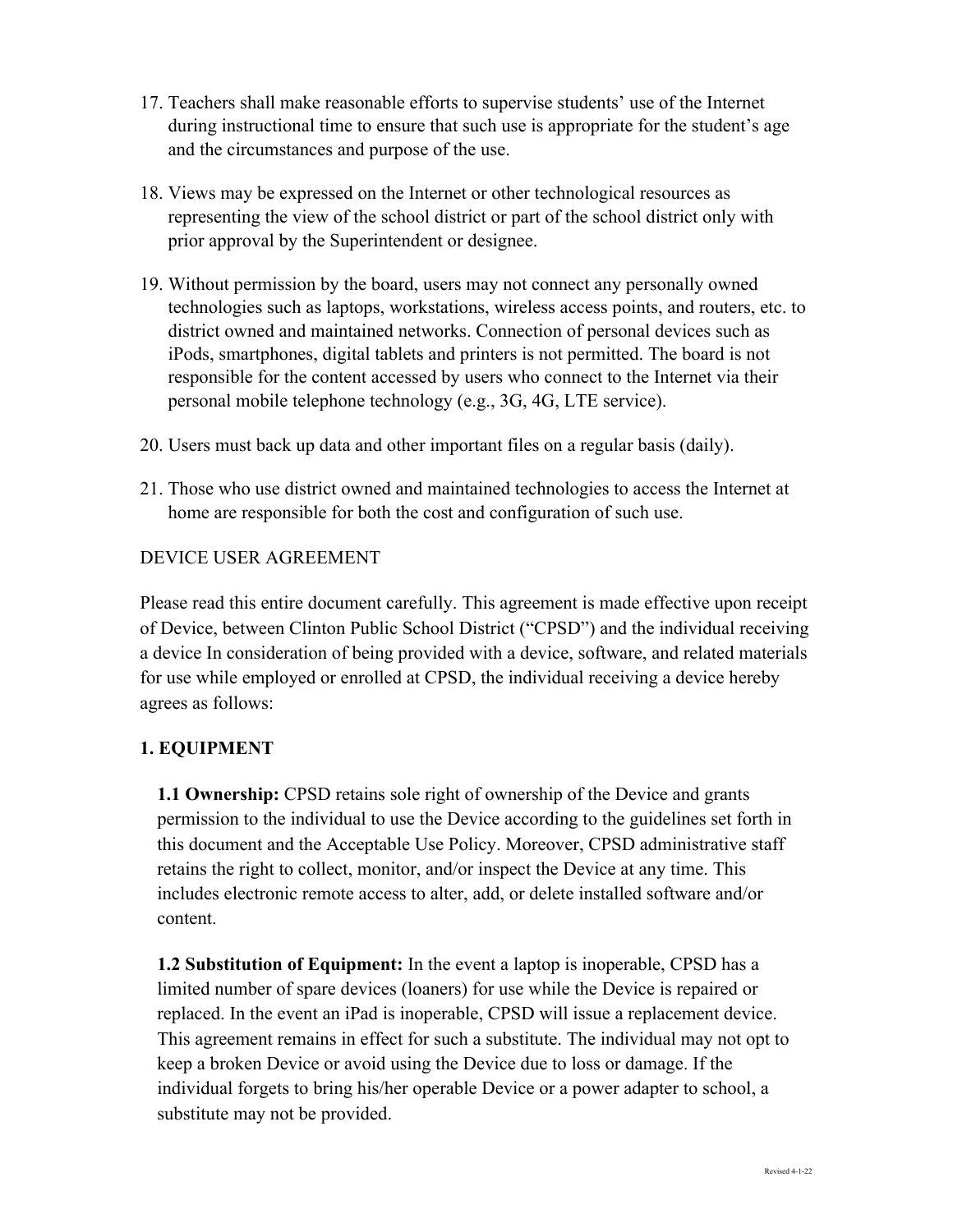17. Teachers shall make reasonable efforts to supervise students' use of the Internet during instructional time to ensure that such use is appropriate for the student's age and the circumstances and purpose of the use.

18. Views may be expressed on the Internet or other technological resources as representing the view of the school district or part of the school district only with prior approval by the Superintendent or designee.

19. Without permission by the board, users may not connect any personally owned technologies such as laptops, workstations, wireless access points, and routers, etc. to district owned and maintained networks. Connection of personal devices such as iPods, smartphones, digital tablets and printers is not permitted. The board is not responsible for the content accessed by users who connect to the Internet via their personal mobile telephone technology (e.g., 3G, 4G, LTE service).

20. Users must back up data and other important files on a regular basis (daily).

21. Those who use district owned and maintained technologies to access the Internet at home are responsible for both the cost and configuration of such use.

DEVICE USER AGREEMENT

Please read this entire document carefully. This agreement is made effective upon receipt of Device, between Clinton Public School District ("CPSD") and the individual receiving a device In consideration of being provided with a device, software, and related materials for use while employed or enrolled at CPSD, the individual receiving a device hereby agrees as follows:

**1. EQUIPMENT**

**1.1 Ownership:** CPSD retains sole right of ownership of the Device and grants permission to the individual to use the Device according to the guidelines set forth in this document and the Acceptable Use Policy. Moreover, CPSD administrative staff retains the right to collect, monitor, and/or inspect the Device at any time. This includes electronic remote access to alter, add, or delete installed software and/or content.

**1.2 Substitution of Equipment:** In the event a laptop is inoperable, CPSD has a limited number of spare devices (loaners) for use while the Device is repaired or replaced. In the event an iPad is inoperable, CPSD will issue a replacement device. This agreement remains in effect for such a substitute. The individual may not opt to keep a broken Device or avoid using the Device due to loss or damage. If the individual forgets to bring his/her operable Device or a power adapter to school, a substitute may not be provided.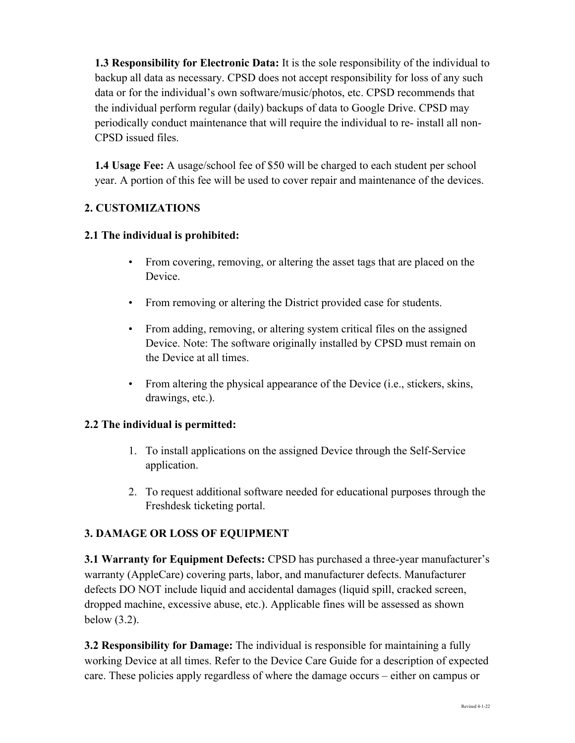**1.3 Responsibility for Electronic Data:** It is the sole responsibility of the individual to backup all data as necessary. CPSD does not accept responsibility for loss of any such data or for the individual's own software/music/photos, etc. CPSD recommends that the individual perform regular (daily) backups of data to Google Drive. CPSD may periodically conduct maintenance that will require the individual to re- install all non-CPSD issued files.

**1.4 Usage Fee:** A usage/school fee of $50 will be charged to each student per school year. A portion of this fee will be used to cover repair and maintenance of the devices.

## 2. CUSTOMIZATIONS

**2.1 The individual is prohibited:**

- From covering, removing, or altering the asset tags that are placed on the Device.
- From removing or altering the District provided case for students.
- From adding, removing, or altering system critical files on the assigned Device. Note: The software originally installed by CPSD must remain on the Device at all times.
- From altering the physical appearance of the Device (i.e., stickers, skins, drawings, etc.).

**2.2 The individual is permitted:**

1. To install applications on the assigned Device through the Self-Service application.
2. To request additional software needed for educational purposes through the Freshdesk ticketing portal.

## 3. DAMAGE OR LOSS OF EQUIPMENT

**3.1 Warranty for Equipment Defects:** CPSD has purchased a three-year manufacturer's warranty (AppleCare) covering parts, labor, and manufacturer defects. Manufacturer defects DO NOT include liquid and accidental damages (liquid spill, cracked screen, dropped machine, excessive abuse, etc.). Applicable fines will be assessed as shown below (3.2).

**3.2 Responsibility for Damage:** The individual is responsible for maintaining a fully working Device at all times. Refer to the Device Care Guide for a description of expected care. These policies apply regardless of where the damage occurs – either on campus or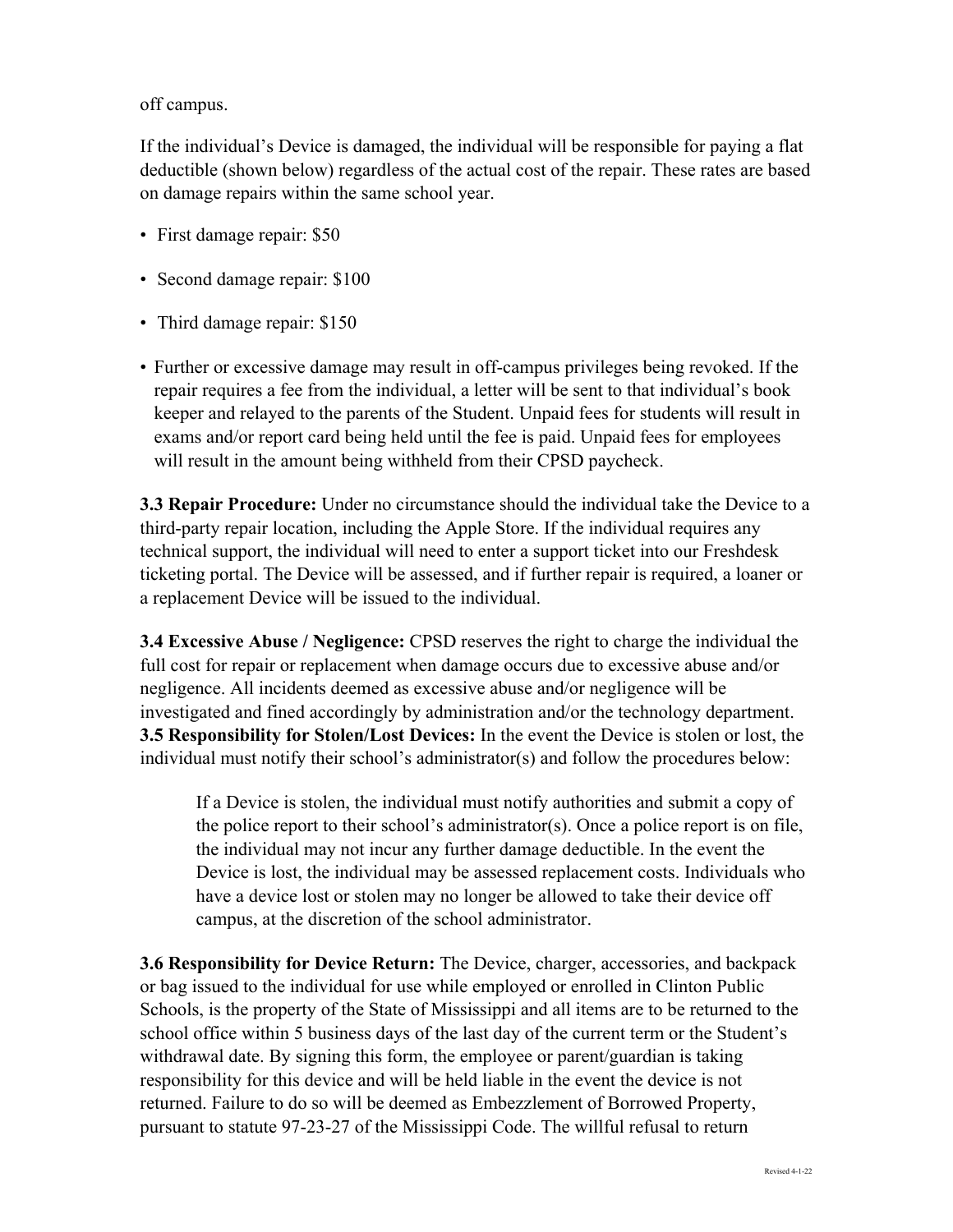off campus.

If the individual's Device is damaged, the individual will be responsible for paying a flat deductible (shown below) regardless of the actual cost of the repair. These rates are based on damage repairs within the same school year.

- First damage repair: $50
- Second damage repair: $100
- Third damage repair: $150
- Further or excessive damage may result in off-campus privileges being revoked. If the repair requires a fee from the individual, a letter will be sent to that individual's book keeper and relayed to the parents of the Student. Unpaid fees for students will result in exams and/or report card being held until the fee is paid. Unpaid fees for employees will result in the amount being withheld from their CPSD paycheck.

**3.3 Repair Procedure:** Under no circumstance should the individual take the Device to a third-party repair location, including the Apple Store. If the individual requires any technical support, the individual will need to enter a support ticket into our Freshdesk ticketing portal. The Device will be assessed, and if further repair is required, a loaner or a replacement Device will be issued to the individual.

**3.4 Excessive Abuse / Negligence:** CPSD reserves the right to charge the individual the full cost for repair or replacement when damage occurs due to excessive abuse and/or negligence. All incidents deemed as excessive abuse and/or negligence will be investigated and fined accordingly by administration and/or the technology department.

**3.5 Responsibility for Stolen/Lost Devices:** In the event the Device is stolen or lost, the individual must notify their school's administrator(s) and follow the procedures below:

> If a Device is stolen, the individual must notify authorities and submit a copy of the police report to their school's administrator(s). Once a police report is on file, the individual may not incur any further damage deductible. In the event the Device is lost, the individual may be assessed replacement costs. Individuals who have a device lost or stolen may no longer be allowed to take their device off campus, at the discretion of the school administrator.

**3.6 Responsibility for Device Return:** The Device, charger, accessories, and backpack or bag issued to the individual for use while employed or enrolled in Clinton Public Schools, is the property of the State of Mississippi and all items are to be returned to the school office within 5 business days of the last day of the current term or the Student's withdrawal date. By signing this form, the employee or parent/guardian is taking responsibility for this device and will be held liable in the event the device is not returned. Failure to do so will be deemed as Embezzlement of Borrowed Property, pursuant to statute 97-23-27 of the Mississippi Code. The willful refusal to return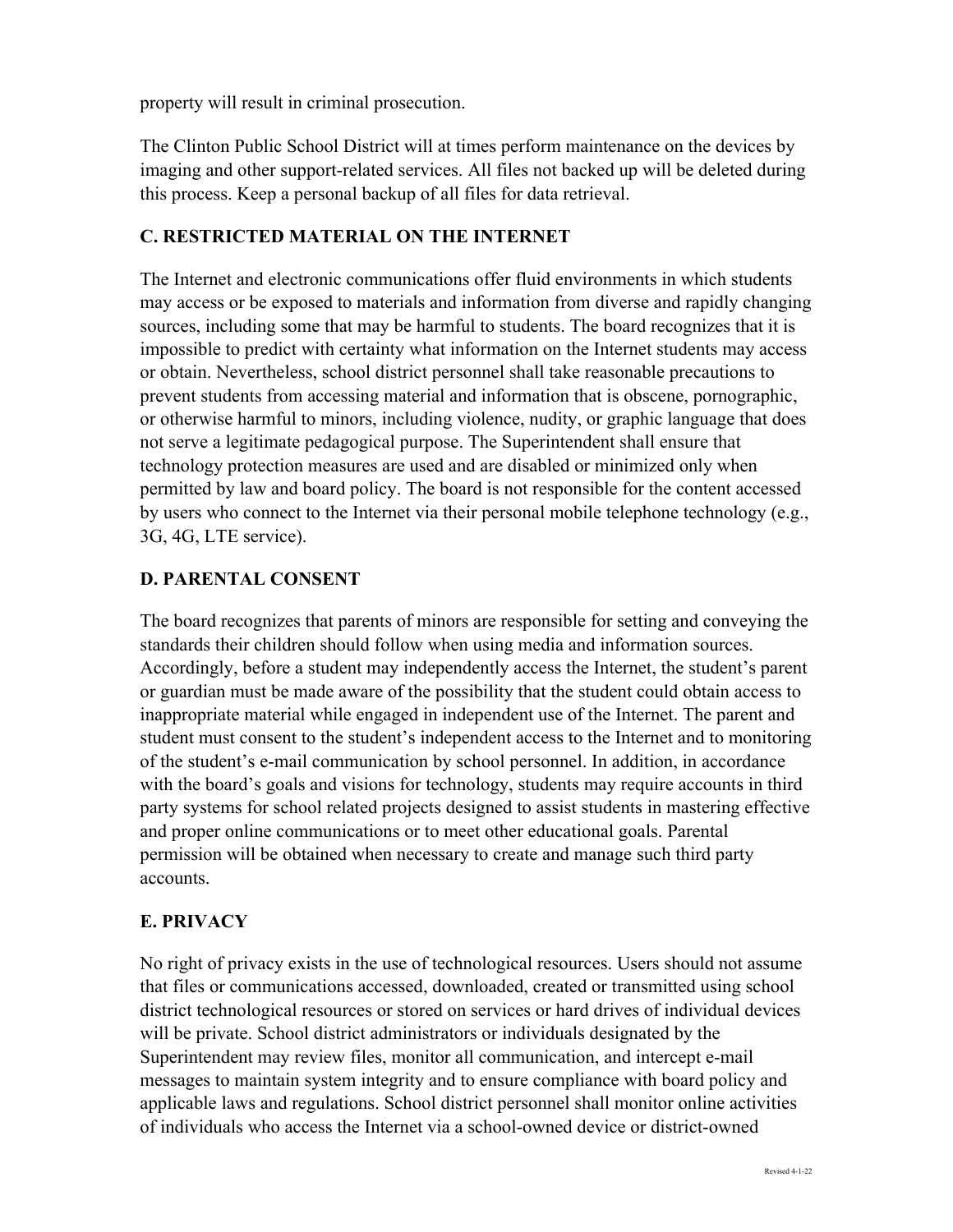property will result in criminal prosecution.

The Clinton Public School District will at times perform maintenance on the devices by imaging and other support-related services. All files not backed up will be deleted during this process. Keep a personal backup of all files for data retrieval.

### C. RESTRICTED MATERIAL ON THE INTERNET

The Internet and electronic communications offer fluid environments in which students may access or be exposed to materials and information from diverse and rapidly changing sources, including some that may be harmful to students. The board recognizes that it is impossible to predict with certainty what information on the Internet students may access or obtain. Nevertheless, school district personnel shall take reasonable precautions to prevent students from accessing material and information that is obscene, pornographic, or otherwise harmful to minors, including violence, nudity, or graphic language that does not serve a legitimate pedagogical purpose. The Superintendent shall ensure that technology protection measures are used and are disabled or minimized only when permitted by law and board policy. The board is not responsible for the content accessed by users who connect to the Internet via their personal mobile telephone technology (e.g., 3G, 4G, LTE service).

### D. PARENTAL CONSENT

The board recognizes that parents of minors are responsible for setting and conveying the standards their children should follow when using media and information sources. Accordingly, before a student may independently access the Internet, the student's parent or guardian must be made aware of the possibility that the student could obtain access to inappropriate material while engaged in independent use of the Internet. The parent and student must consent to the student's independent access to the Internet and to monitoring of the student's e-mail communication by school personnel. In addition, in accordance with the board's goals and visions for technology, students may require accounts in third party systems for school related projects designed to assist students in mastering effective and proper online communications or to meet other educational goals. Parental permission will be obtained when necessary to create and manage such third party accounts.

### E. PRIVACY

No right of privacy exists in the use of technological resources. Users should not assume that files or communications accessed, downloaded, created or transmitted using school district technological resources or stored on services or hard drives of individual devices will be private. School district administrators or individuals designated by the Superintendent may review files, monitor all communication, and intercept e-mail messages to maintain system integrity and to ensure compliance with board policy and applicable laws and regulations. School district personnel shall monitor online activities of individuals who access the Internet via a school-owned device or district-owned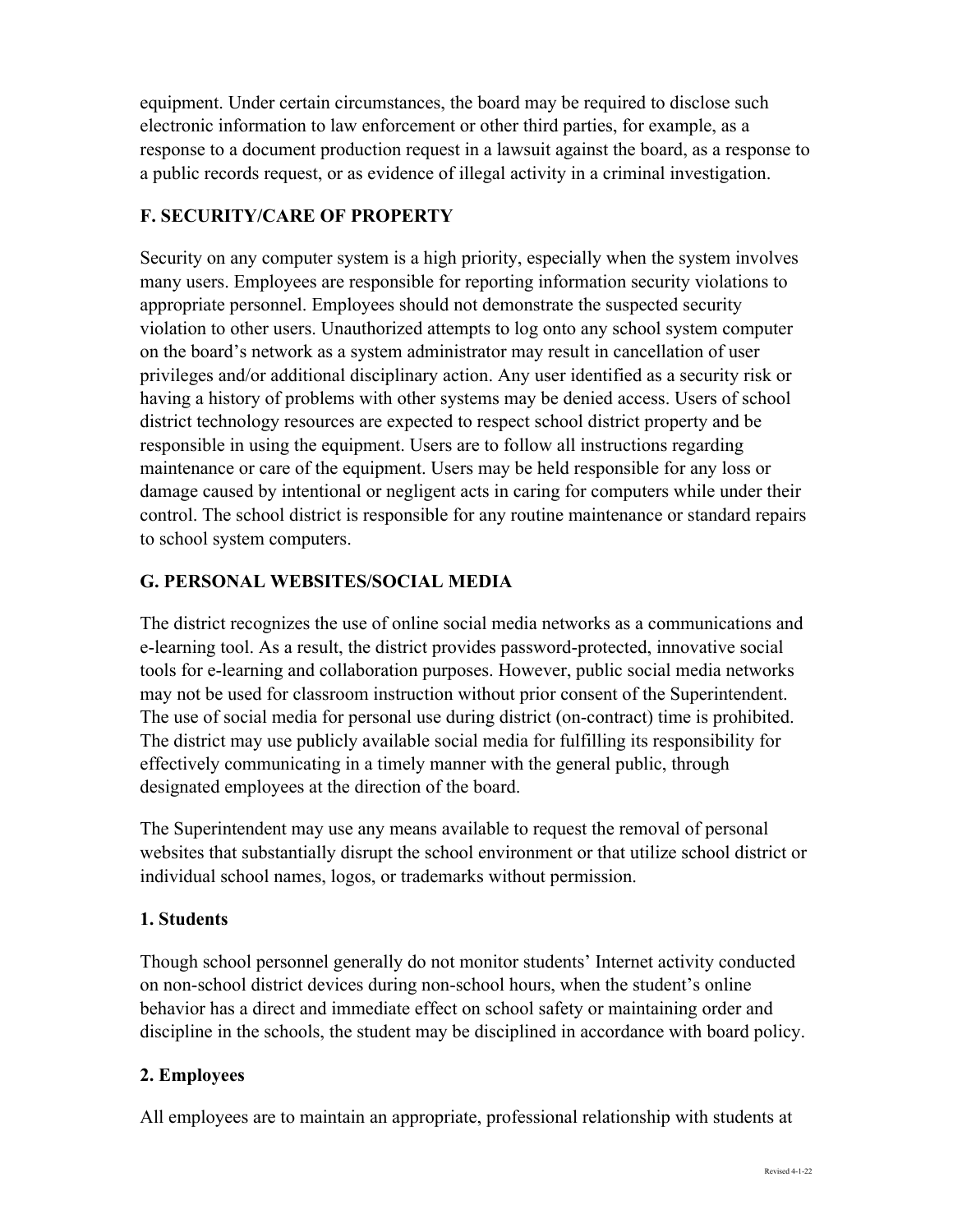equipment. Under certain circumstances, the board may be required to disclose such electronic information to law enforcement or other third parties, for example, as a response to a document production request in a lawsuit against the board, as a response to a public records request, or as evidence of illegal activity in a criminal investigation.

## F. SECURITY/CARE OF PROPERTY

Security on any computer system is a high priority, especially when the system involves many users. Employees are responsible for reporting information security violations to appropriate personnel. Employees should not demonstrate the suspected security violation to other users. Unauthorized attempts to log onto any school system computer on the board's network as a system administrator may result in cancellation of user privileges and/or additional disciplinary action. Any user identified as a security risk or having a history of problems with other systems may be denied access. Users of school district technology resources are expected to respect school district property and be responsible in using the equipment. Users are to follow all instructions regarding maintenance or care of the equipment. Users may be held responsible for any loss or damage caused by intentional or negligent acts in caring for computers while under their control. The school district is responsible for any routine maintenance or standard repairs to school system computers.

## G. PERSONAL WEBSITES/SOCIAL MEDIA

The district recognizes the use of online social media networks as a communications and e-learning tool. As a result, the district provides password-protected, innovative social tools for e-learning and collaboration purposes. However, public social media networks may not be used for classroom instruction without prior consent of the Superintendent. The use of social media for personal use during district (on-contract) time is prohibited. The district may use publicly available social media for fulfilling its responsibility for effectively communicating in a timely manner with the general public, through designated employees at the direction of the board.

The Superintendent may use any means available to request the removal of personal websites that substantially disrupt the school environment or that utilize school district or individual school names, logos, or trademarks without permission.

### 1. Students

Though school personnel generally do not monitor students' Internet activity conducted on non-school district devices during non-school hours, when the student's online behavior has a direct and immediate effect on school safety or maintaining order and discipline in the schools, the student may be disciplined in accordance with board policy.

### 2. Employees

All employees are to maintain an appropriate, professional relationship with students at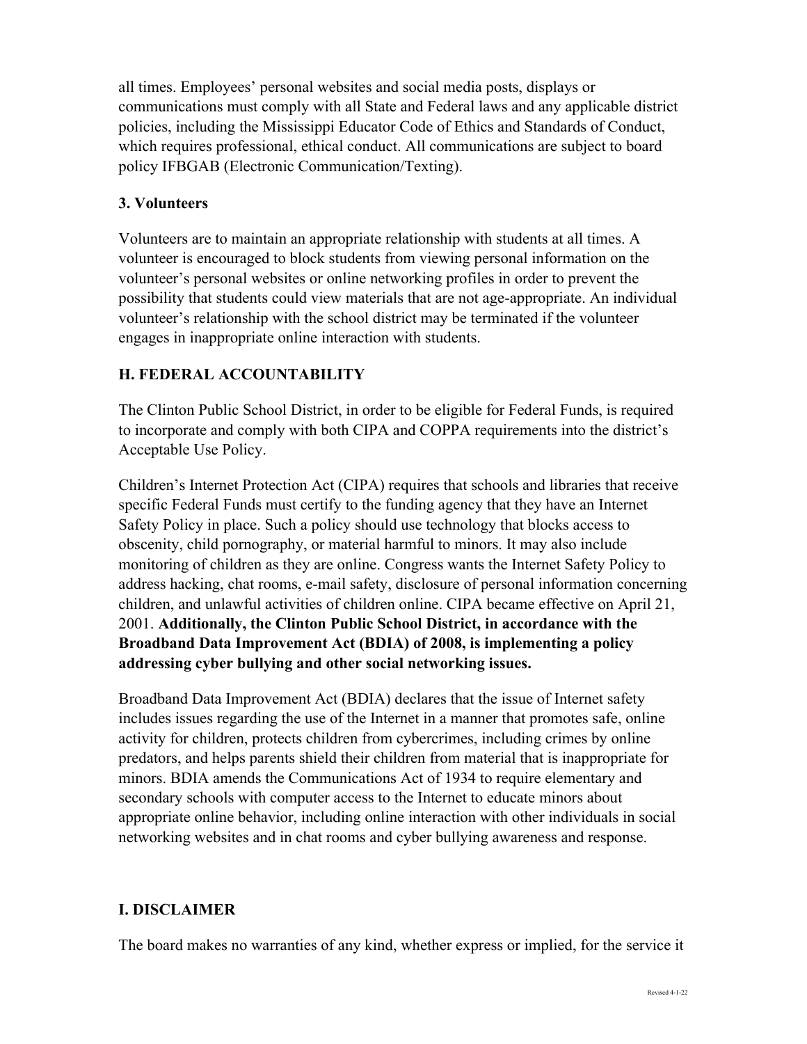all times. Employees' personal websites and social media posts, displays or communications must comply with all State and Federal laws and any applicable district policies, including the Mississippi Educator Code of Ethics and Standards of Conduct, which requires professional, ethical conduct. All communications are subject to board policy IFBGAB (Electronic Communication/Texting).

**3. Volunteers**

Volunteers are to maintain an appropriate relationship with students at all times. A volunteer is encouraged to block students from viewing personal information on the volunteer's personal websites or online networking profiles in order to prevent the possibility that students could view materials that are not age-appropriate. An individual volunteer's relationship with the school district may be terminated if the volunteer engages in inappropriate online interaction with students.

## H. FEDERAL ACCOUNTABILITY

The Clinton Public School District, in order to be eligible for Federal Funds, is required to incorporate and comply with both CIPA and COPPA requirements into the district's Acceptable Use Policy.

Children's Internet Protection Act (CIPA) requires that schools and libraries that receive specific Federal Funds must certify to the funding agency that they have an Internet Safety Policy in place. Such a policy should use technology that blocks access to obscenity, child pornography, or material harmful to minors. It may also include monitoring of children as they are online. Congress wants the Internet Safety Policy to address hacking, chat rooms, e-mail safety, disclosure of personal information concerning children, and unlawful activities of children online. CIPA became effective on April 21, 2001. **Additionally, the Clinton Public School District, in accordance with the Broadband Data Improvement Act (BDIA) of 2008, is implementing a policy addressing cyber bullying and other social networking issues.**

Broadband Data Improvement Act (BDIA) declares that the issue of Internet safety includes issues regarding the use of the Internet in a manner that promotes safe, online activity for children, protects children from cybercrimes, including crimes by online predators, and helps parents shield their children from material that is inappropriate for minors. BDIA amends the Communications Act of 1934 to require elementary and secondary schools with computer access to the Internet to educate minors about appropriate online behavior, including online interaction with other individuals in social networking websites and in chat rooms and cyber bullying awareness and response.

## I. DISCLAIMER

The board makes no warranties of any kind, whether express or implied, for the service it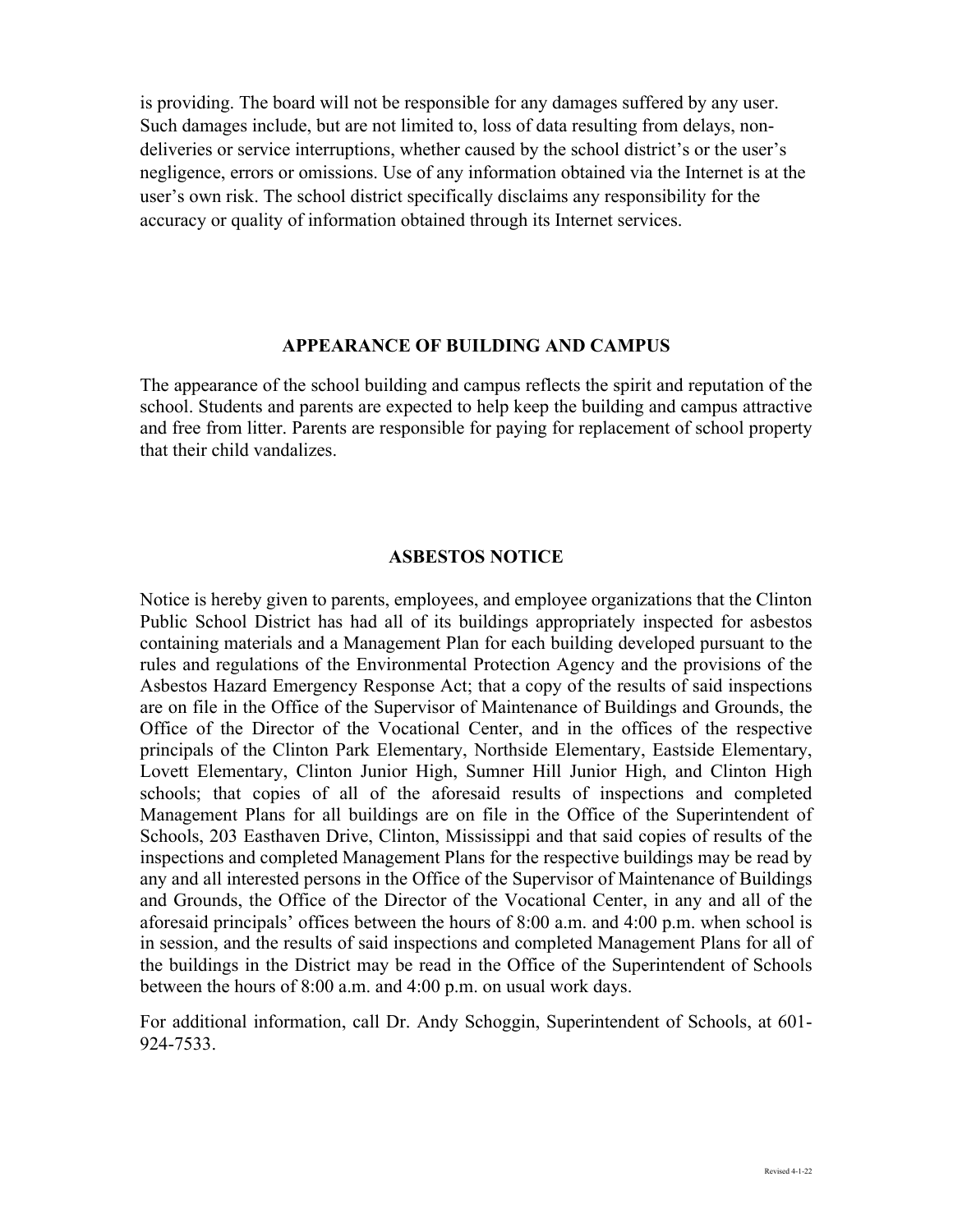is providing. The board will not be responsible for any damages suffered by any user. Such damages include, but are not limited to, loss of data resulting from delays, non-deliveries or service interruptions, whether caused by the school district's or the user's negligence, errors or omissions. Use of any information obtained via the Internet is at the user's own risk. The school district specifically disclaims any responsibility for the accuracy or quality of information obtained through its Internet services.

## APPEARANCE OF BUILDING AND CAMPUS

The appearance of the school building and campus reflects the spirit and reputation of the school. Students and parents are expected to help keep the building and campus attractive and free from litter. Parents are responsible for paying for replacement of school property that their child vandalizes.

## ASBESTOS NOTICE

Notice is hereby given to parents, employees, and employee organizations that the Clinton Public School District has had all of its buildings appropriately inspected for asbestos containing materials and a Management Plan for each building developed pursuant to the rules and regulations of the Environmental Protection Agency and the provisions of the Asbestos Hazard Emergency Response Act; that a copy of the results of said inspections are on file in the Office of the Supervisor of Maintenance of Buildings and Grounds, the Office of the Director of the Vocational Center, and in the offices of the respective principals of the Clinton Park Elementary, Northside Elementary, Eastside Elementary, Lovett Elementary, Clinton Junior High, Sumner Hill Junior High, and Clinton High schools; that copies of all of the aforesaid results of inspections and completed Management Plans for all buildings are on file in the Office of the Superintendent of Schools, 203 Easthaven Drive, Clinton, Mississippi and that said copies of results of the inspections and completed Management Plans for the respective buildings may be read by any and all interested persons in the Office of the Supervisor of Maintenance of Buildings and Grounds, the Office of the Director of the Vocational Center, in any and all of the aforesaid principals' offices between the hours of 8:00 a.m. and 4:00 p.m. when school is in session, and the results of said inspections and completed Management Plans for all of the buildings in the District may be read in the Office of the Superintendent of Schools between the hours of 8:00 a.m. and 4:00 p.m. on usual work days.

For additional information, call Dr. Andy Schoggin, Superintendent of Schools, at 601-924-7533.

Revised 4-1-22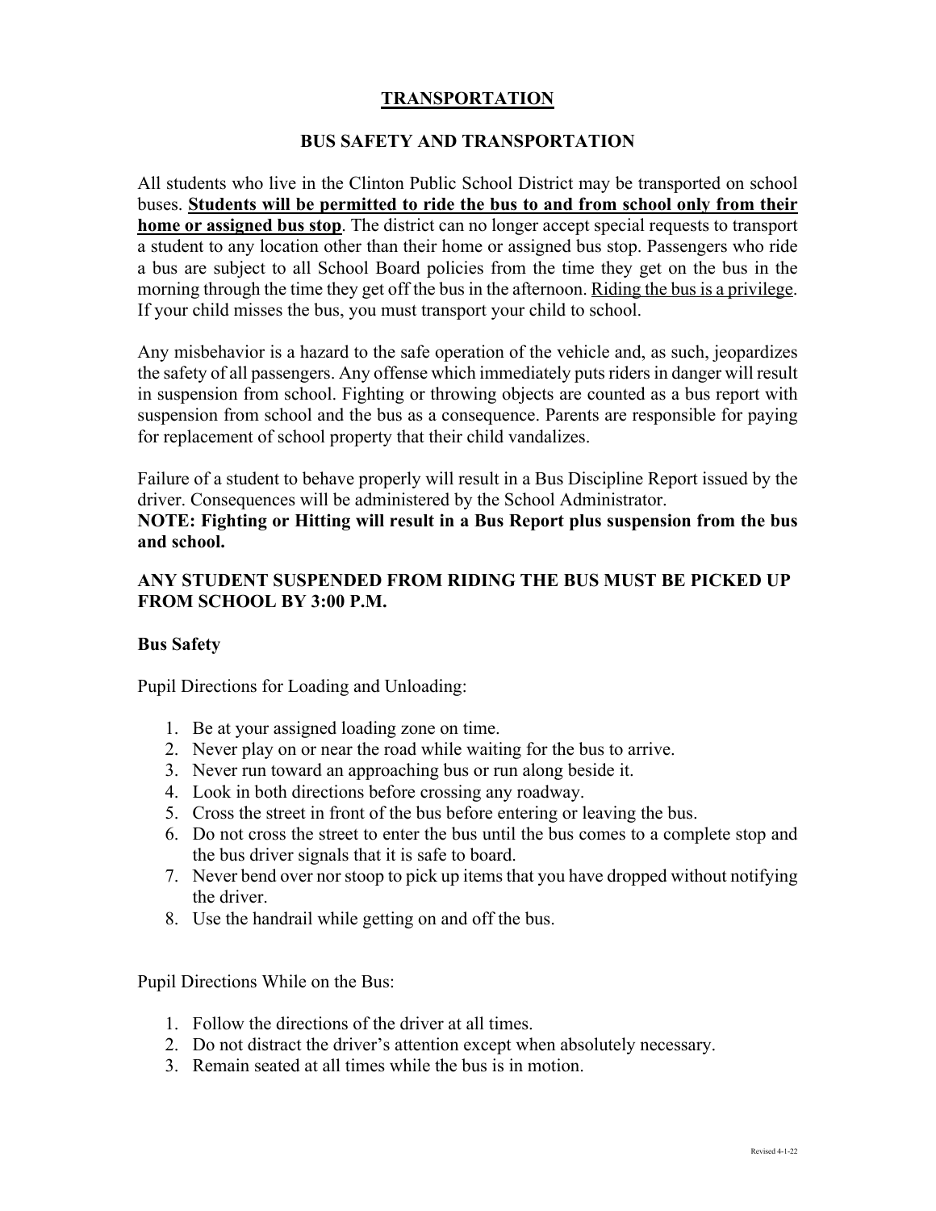# TRANSPORTATION

## BUS SAFETY AND TRANSPORTATION

All students who live in the Clinton Public School District may be transported on school buses. **Students will be permitted to ride the bus to and from school only from their home or assigned bus stop**. The district can no longer accept special requests to transport a student to any location other than their home or assigned bus stop. Passengers who ride a bus are subject to all School Board policies from the time they get on the bus in the morning through the time they get off the bus in the afternoon. Riding the bus is a privilege. If your child misses the bus, you must transport your child to school.

Any misbehavior is a hazard to the safe operation of the vehicle and, as such, jeopardizes the safety of all passengers. Any offense which immediately puts riders in danger will result in suspension from school. Fighting or throwing objects are counted as a bus report with suspension from school and the bus as a consequence. Parents are responsible for paying for replacement of school property that their child vandalizes.

Failure of a student to behave properly will result in a Bus Discipline Report issued by the driver. Consequences will be administered by the School Administrator.
**NOTE: Fighting or Hitting will result in a Bus Report plus suspension from the bus and school.**

**ANY STUDENT SUSPENDED FROM RIDING THE BUS MUST BE PICKED UP FROM SCHOOL BY 3:00 P.M.**

### Bus Safety

Pupil Directions for Loading and Unloading:

1. Be at your assigned loading zone on time.
2. Never play on or near the road while waiting for the bus to arrive.
3. Never run toward an approaching bus or run along beside it.
4. Look in both directions before crossing any roadway.
5. Cross the street in front of the bus before entering or leaving the bus.
6. Do not cross the street to enter the bus until the bus comes to a complete stop and the bus driver signals that it is safe to board.
7. Never bend over nor stoop to pick up items that you have dropped without notifying the driver.
8. Use the handrail while getting on and off the bus.

Pupil Directions While on the Bus:

1. Follow the directions of the driver at all times.
2. Do not distract the driver's attention except when absolutely necessary.
3. Remain seated at all times while the bus is in motion.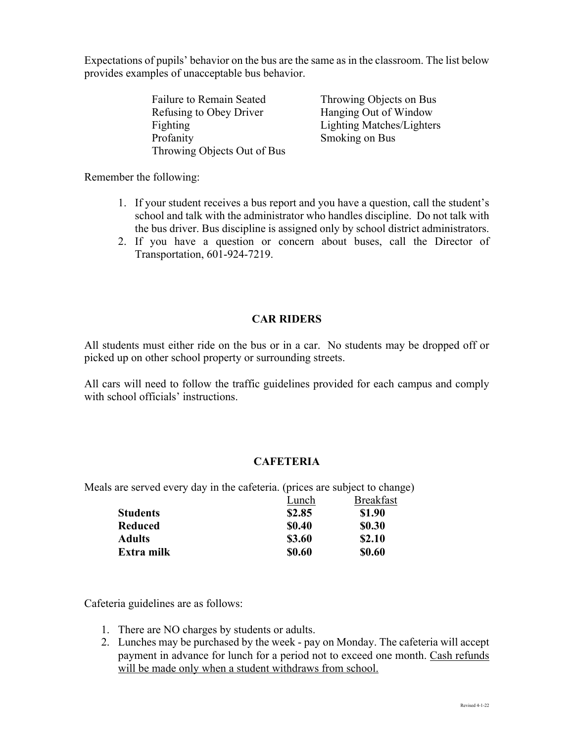Expectations of pupils' behavior on the bus are the same as in the classroom. The list below provides examples of unacceptable bus behavior.

- Failure to Remain Seated
- Refusing to Obey Driver
- Fighting
- Profanity
- Throwing Objects Out of Bus
- Throwing Objects on Bus
- Hanging Out of Window
- Lighting Matches/Lighters
- Smoking on Bus

Remember the following:

1. If your student receives a bus report and you have a question, call the student's school and talk with the administrator who handles discipline. Do not talk with the bus driver. Bus discipline is assigned only by school district administrators.
2. If you have a question or concern about buses, call the Director of Transportation, 601-924-7219.

## CAR RIDERS

All students must either ride on the bus or in a car. No students may be dropped off or picked up on other school property or surrounding streets.

All cars will need to follow the traffic guidelines provided for each campus and comply with school officials' instructions.

## CAFETERIA

Meals are served every day in the cafeteria. (prices are subject to change)

| | Lunch | Breakfast |
|---|---|---|
| **Students** | **$2.85** | **$1.90** |
| **Reduced** | **$0.40** | **$0.30** |
| **Adults** | **$3.60** | **$2.10** |
| **Extra milk** | **$0.60** | **$0.60** |

Cafeteria guidelines are as follows:

1. There are NO charges by students or adults.
2. Lunches may be purchased by the week - pay on Monday. The cafeteria will accept payment in advance for lunch for a period not to exceed one month. Cash refunds will be made only when a student withdraws from school.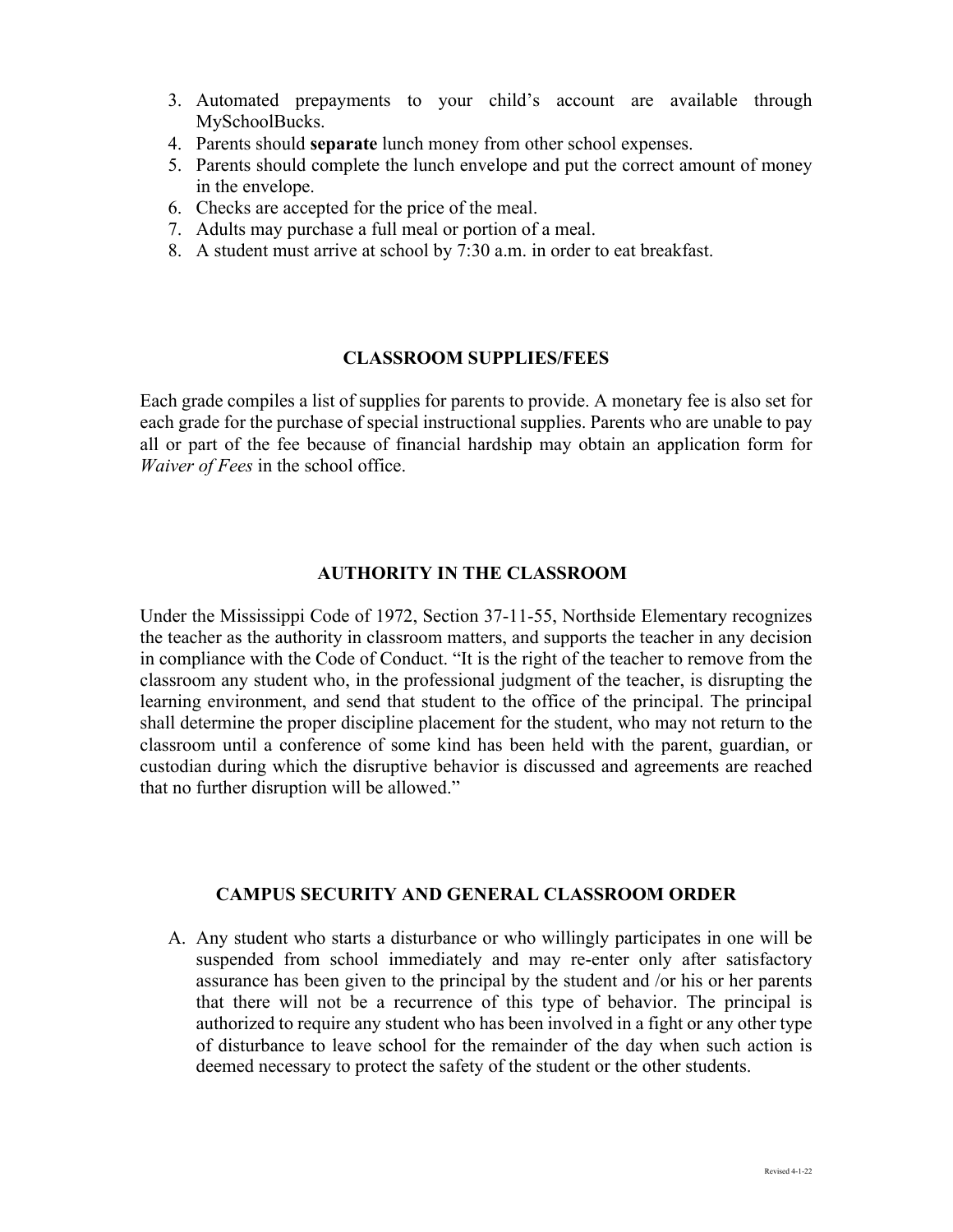3. Automated prepayments to your child's account are available through MySchoolBucks.
4. Parents should **separate** lunch money from other school expenses.
5. Parents should complete the lunch envelope and put the correct amount of money in the envelope.
6. Checks are accepted for the price of the meal.
7. Adults may purchase a full meal or portion of a meal.
8. A student must arrive at school by 7:30 a.m. in order to eat breakfast.

## CLASSROOM SUPPLIES/FEES

Each grade compiles a list of supplies for parents to provide. A monetary fee is also set for each grade for the purchase of special instructional supplies. Parents who are unable to pay all or part of the fee because of financial hardship may obtain an application form for *Waiver of Fees* in the school office.

## AUTHORITY IN THE CLASSROOM

Under the Mississippi Code of 1972, Section 37-11-55, Northside Elementary recognizes the teacher as the authority in classroom matters, and supports the teacher in any decision in compliance with the Code of Conduct. "It is the right of the teacher to remove from the classroom any student who, in the professional judgment of the teacher, is disrupting the learning environment, and send that student to the office of the principal. The principal shall determine the proper discipline placement for the student, who may not return to the classroom until a conference of some kind has been held with the parent, guardian, or custodian during which the disruptive behavior is discussed and agreements are reached that no further disruption will be allowed."

## CAMPUS SECURITY AND GENERAL CLASSROOM ORDER

A. Any student who starts a disturbance or who willingly participates in one will be suspended from school immediately and may re-enter only after satisfactory assurance has been given to the principal by the student and /or his or her parents that there will not be a recurrence of this type of behavior. The principal is authorized to require any student who has been involved in a fight or any other type of disturbance to leave school for the remainder of the day when such action is deemed necessary to protect the safety of the student or the other students.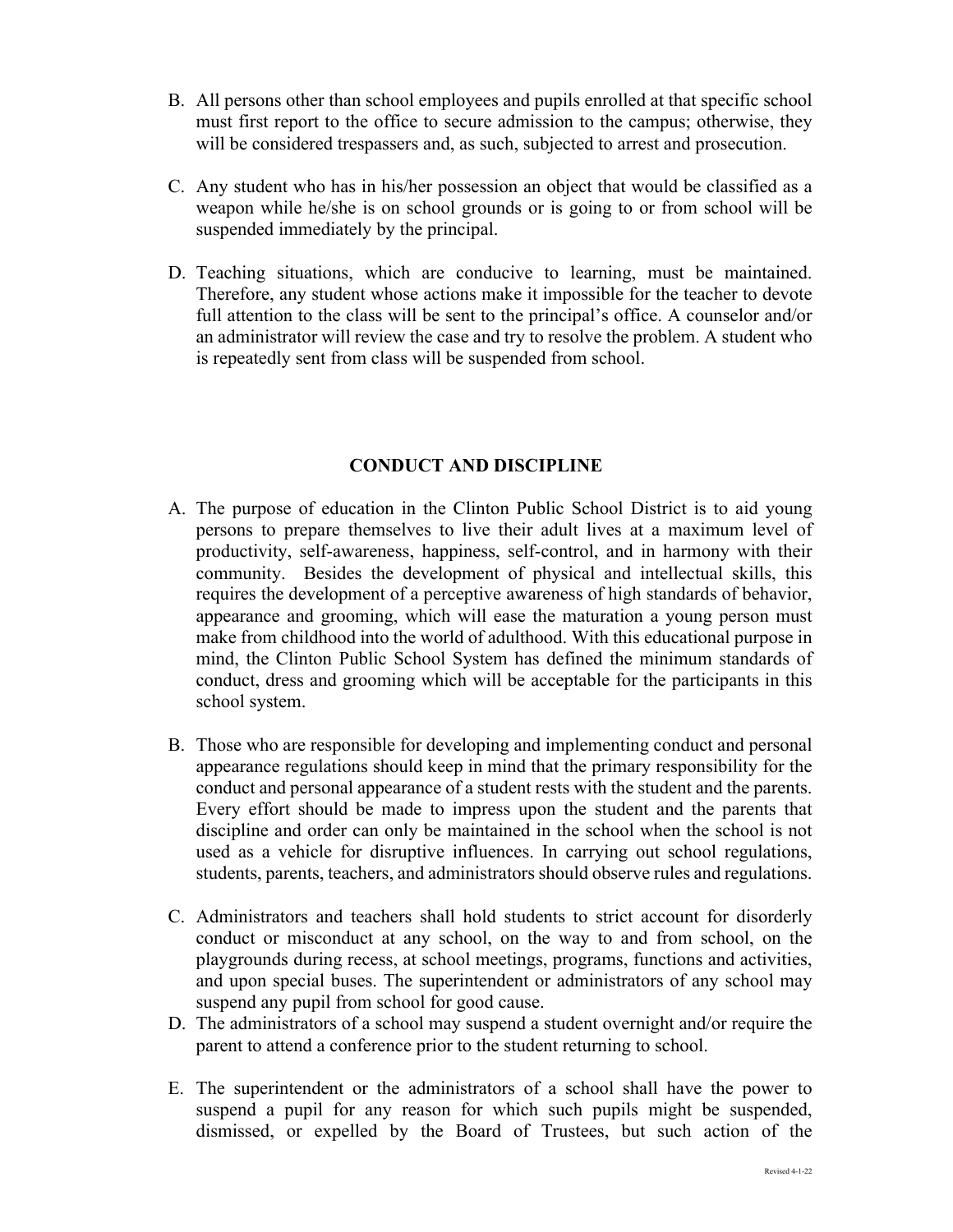B. All persons other than school employees and pupils enrolled at that specific school must first report to the office to secure admission to the campus; otherwise, they will be considered trespassers and, as such, subjected to arrest and prosecution.

C. Any student who has in his/her possession an object that would be classified as a weapon while he/she is on school grounds or is going to or from school will be suspended immediately by the principal.

D. Teaching situations, which are conducive to learning, must be maintained. Therefore, any student whose actions make it impossible for the teacher to devote full attention to the class will be sent to the principal's office. A counselor and/or an administrator will review the case and try to resolve the problem. A student who is repeatedly sent from class will be suspended from school.

## CONDUCT AND DISCIPLINE

A. The purpose of education in the Clinton Public School District is to aid young persons to prepare themselves to live their adult lives at a maximum level of productivity, self-awareness, happiness, self-control, and in harmony with their community. Besides the development of physical and intellectual skills, this requires the development of a perceptive awareness of high standards of behavior, appearance and grooming, which will ease the maturation a young person must make from childhood into the world of adulthood. With this educational purpose in mind, the Clinton Public School System has defined the minimum standards of conduct, dress and grooming which will be acceptable for the participants in this school system.

B. Those who are responsible for developing and implementing conduct and personal appearance regulations should keep in mind that the primary responsibility for the conduct and personal appearance of a student rests with the student and the parents. Every effort should be made to impress upon the student and the parents that discipline and order can only be maintained in the school when the school is not used as a vehicle for disruptive influences. In carrying out school regulations, students, parents, teachers, and administrators should observe rules and regulations.

C. Administrators and teachers shall hold students to strict account for disorderly conduct or misconduct at any school, on the way to and from school, on the playgrounds during recess, at school meetings, programs, functions and activities, and upon special buses. The superintendent or administrators of any school may suspend any pupil from school for good cause.

D. The administrators of a school may suspend a student overnight and/or require the parent to attend a conference prior to the student returning to school.

E. The superintendent or the administrators of a school shall have the power to suspend a pupil for any reason for which such pupils might be suspended, dismissed, or expelled by the Board of Trustees, but such action of the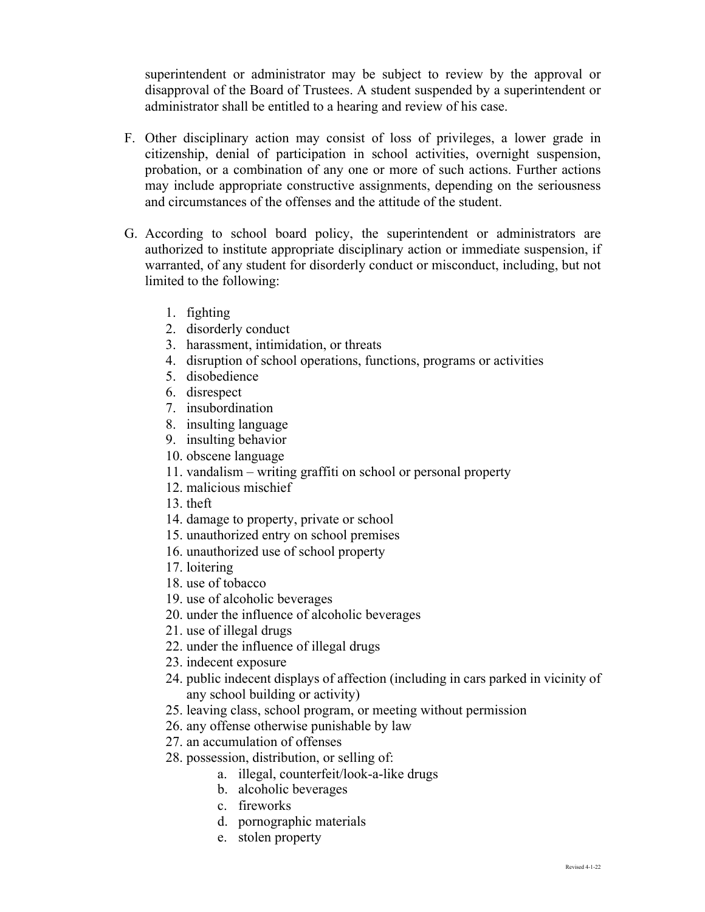superintendent or administrator may be subject to review by the approval or disapproval of the Board of Trustees. A student suspended by a superintendent or administrator shall be entitled to a hearing and review of his case.

F. Other disciplinary action may consist of loss of privileges, a lower grade in citizenship, denial of participation in school activities, overnight suspension, probation, or a combination of any one or more of such actions. Further actions may include appropriate constructive assignments, depending on the seriousness and circumstances of the offenses and the attitude of the student.

G. According to school board policy, the superintendent or administrators are authorized to institute appropriate disciplinary action or immediate suspension, if warranted, of any student for disorderly conduct or misconduct, including, but not limited to the following:

   1. fighting
   2. disorderly conduct
   3. harassment, intimidation, or threats
   4. disruption of school operations, functions, programs or activities
   5. disobedience
   6. disrespect
   7. insubordination
   8. insulting language
   9. insulting behavior
   10. obscene language
   11. vandalism – writing graffiti on school or personal property
   12. malicious mischief
   13. theft
   14. damage to property, private or school
   15. unauthorized entry on school premises
   16. unauthorized use of school property
   17. loitering
   18. use of tobacco
   19. use of alcoholic beverages
   20. under the influence of alcoholic beverages
   21. use of illegal drugs
   22. under the influence of illegal drugs
   23. indecent exposure
   24. public indecent displays of affection (including in cars parked in vicinity of any school building or activity)
   25. leaving class, school program, or meeting without permission
   26. any offense otherwise punishable by law
   27. an accumulation of offenses
   28. possession, distribution, or selling of:
       a. illegal, counterfeit/look-a-like drugs
       b. alcoholic beverages
       c. fireworks
       d. pornographic materials
       e. stolen property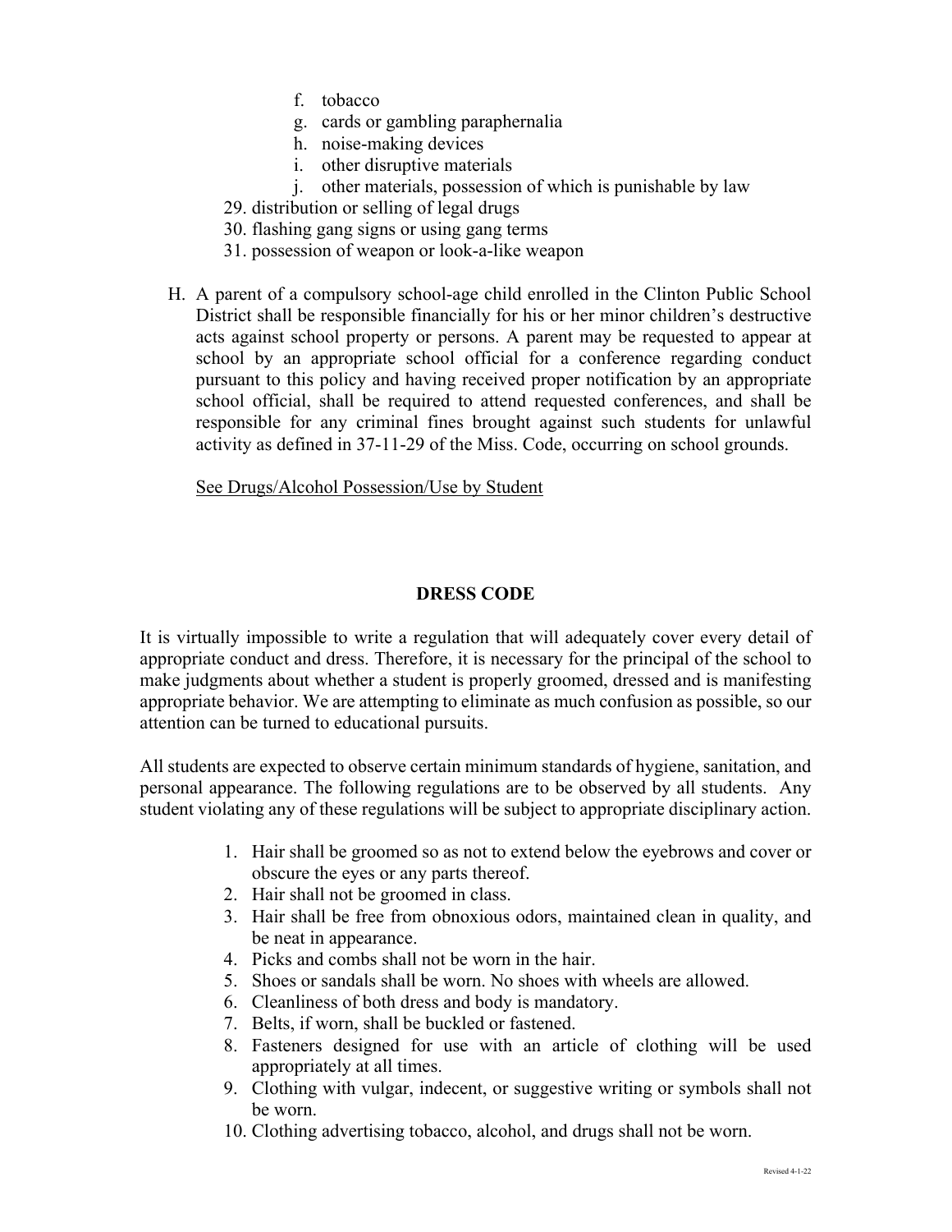f. tobacco
   g. cards or gambling paraphernalia
   h. noise-making devices
   i. other disruptive materials
   j. other materials, possession of which is punishable by law

29. distribution or selling of legal drugs
30. flashing gang signs or using gang terms
31. possession of weapon or look-a-like weapon

H. A parent of a compulsory school-age child enrolled in the Clinton Public School District shall be responsible financially for his or her minor children's destructive acts against school property or persons. A parent may be requested to appear at school by an appropriate school official for a conference regarding conduct pursuant to this policy and having received proper notification by an appropriate school official, shall be required to attend requested conferences, and shall be responsible for any criminal fines brought against such students for unlawful activity as defined in 37-11-29 of the Miss. Code, occurring on school grounds.

   See Drugs/Alcohol Possession/Use by Student

## DRESS CODE

It is virtually impossible to write a regulation that will adequately cover every detail of appropriate conduct and dress. Therefore, it is necessary for the principal of the school to make judgments about whether a student is properly groomed, dressed and is manifesting appropriate behavior. We are attempting to eliminate as much confusion as possible, so our attention can be turned to educational pursuits.

All students are expected to observe certain minimum standards of hygiene, sanitation, and personal appearance. The following regulations are to be observed by all students. Any student violating any of these regulations will be subject to appropriate disciplinary action.

1. Hair shall be groomed so as not to extend below the eyebrows and cover or obscure the eyes or any parts thereof.
2. Hair shall not be groomed in class.
3. Hair shall be free from obnoxious odors, maintained clean in quality, and be neat in appearance.
4. Picks and combs shall not be worn in the hair.
5. Shoes or sandals shall be worn. No shoes with wheels are allowed.
6. Cleanliness of both dress and body is mandatory.
7. Belts, if worn, shall be buckled or fastened.
8. Fasteners designed for use with an article of clothing will be used appropriately at all times.
9. Clothing with vulgar, indecent, or suggestive writing or symbols shall not be worn.
10. Clothing advertising tobacco, alcohol, and drugs shall not be worn.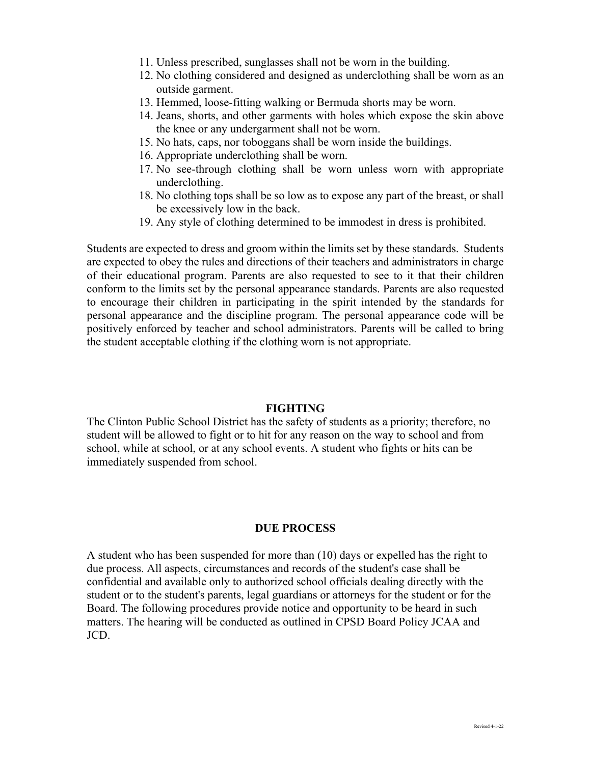11. Unless prescribed, sunglasses shall not be worn in the building.
12. No clothing considered and designed as underclothing shall be worn as an outside garment.
13. Hemmed, loose-fitting walking or Bermuda shorts may be worn.
14. Jeans, shorts, and other garments with holes which expose the skin above the knee or any undergarment shall not be worn.
15. No hats, caps, nor toboggans shall be worn inside the buildings.
16. Appropriate underclothing shall be worn.
17. No see-through clothing shall be worn unless worn with appropriate underclothing.
18. No clothing tops shall be so low as to expose any part of the breast, or shall be excessively low in the back.
19. Any style of clothing determined to be immodest in dress is prohibited.

Students are expected to dress and groom within the limits set by these standards. Students are expected to obey the rules and directions of their teachers and administrators in charge of their educational program. Parents are also requested to see to it that their children conform to the limits set by the personal appearance standards. Parents are also requested to encourage their children in participating in the spirit intended by the standards for personal appearance and the discipline program. The personal appearance code will be positively enforced by teacher and school administrators. Parents will be called to bring the student acceptable clothing if the clothing worn is not appropriate.

## FIGHTING

The Clinton Public School District has the safety of students as a priority; therefore, no student will be allowed to fight or to hit for any reason on the way to school and from school, while at school, or at any school events. A student who fights or hits can be immediately suspended from school.

## DUE PROCESS

A student who has been suspended for more than (10) days or expelled has the right to due process. All aspects, circumstances and records of the student's case shall be confidential and available only to authorized school officials dealing directly with the student or to the student's parents, legal guardians or attorneys for the student or for the Board. The following procedures provide notice and opportunity to be heard in such matters. The hearing will be conducted as outlined in CPSD Board Policy JCAA and JCD.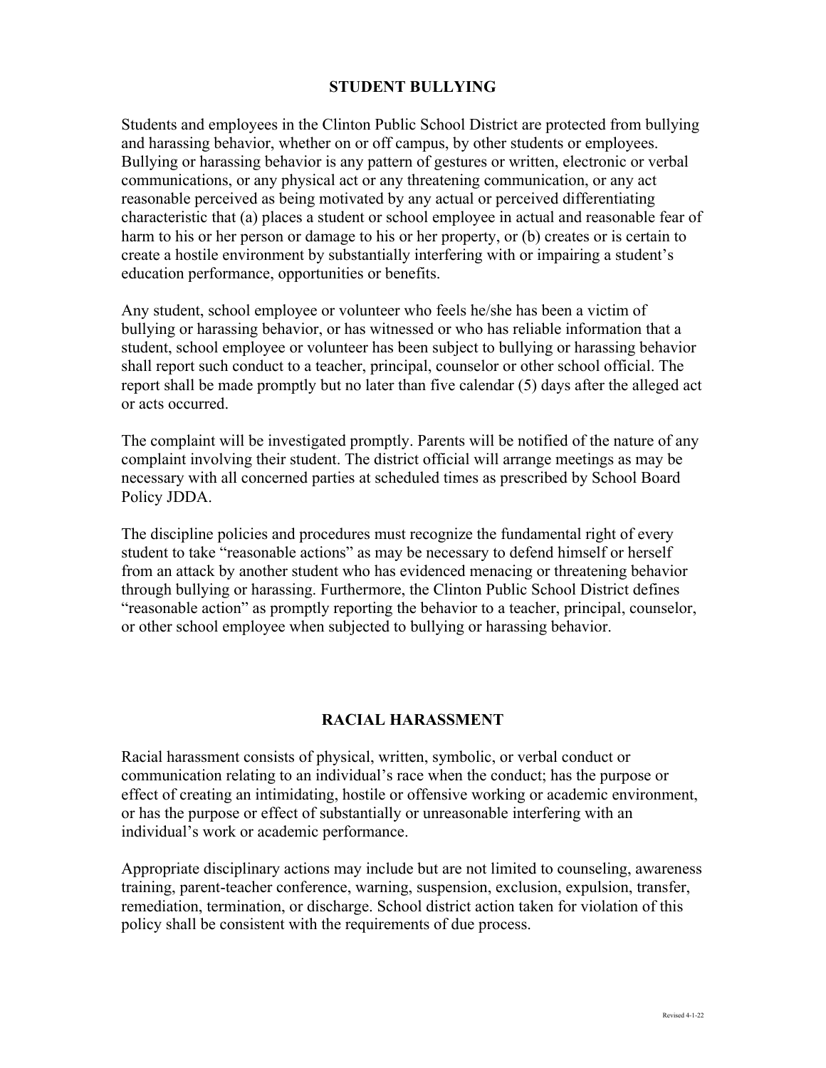## STUDENT BULLYING

Students and employees in the Clinton Public School District are protected from bullying and harassing behavior, whether on or off campus, by other students or employees. Bullying or harassing behavior is any pattern of gestures or written, electronic or verbal communications, or any physical act or any threatening communication, or any act reasonable perceived as being motivated by any actual or perceived differentiating characteristic that (a) places a student or school employee in actual and reasonable fear of harm to his or her person or damage to his or her property, or (b) creates or is certain to create a hostile environment by substantially interfering with or impairing a student's education performance, opportunities or benefits.

Any student, school employee or volunteer who feels he/she has been a victim of bullying or harassing behavior, or has witnessed or who has reliable information that a student, school employee or volunteer has been subject to bullying or harassing behavior shall report such conduct to a teacher, principal, counselor or other school official. The report shall be made promptly but no later than five calendar (5) days after the alleged act or acts occurred.

The complaint will be investigated promptly. Parents will be notified of the nature of any complaint involving their student. The district official will arrange meetings as may be necessary with all concerned parties at scheduled times as prescribed by School Board Policy JDDA.

The discipline policies and procedures must recognize the fundamental right of every student to take "reasonable actions" as may be necessary to defend himself or herself from an attack by another student who has evidenced menacing or threatening behavior through bullying or harassing. Furthermore, the Clinton Public School District defines "reasonable action" as promptly reporting the behavior to a teacher, principal, counselor, or other school employee when subjected to bullying or harassing behavior.

## RACIAL HARASSMENT

Racial harassment consists of physical, written, symbolic, or verbal conduct or communication relating to an individual's race when the conduct; has the purpose or effect of creating an intimidating, hostile or offensive working or academic environment, or has the purpose or effect of substantially or unreasonable interfering with an individual's work or academic performance.

Appropriate disciplinary actions may include but are not limited to counseling, awareness training, parent-teacher conference, warning, suspension, exclusion, expulsion, transfer, remediation, termination, or discharge. School district action taken for violation of this policy shall be consistent with the requirements of due process.

Revised 4-1-22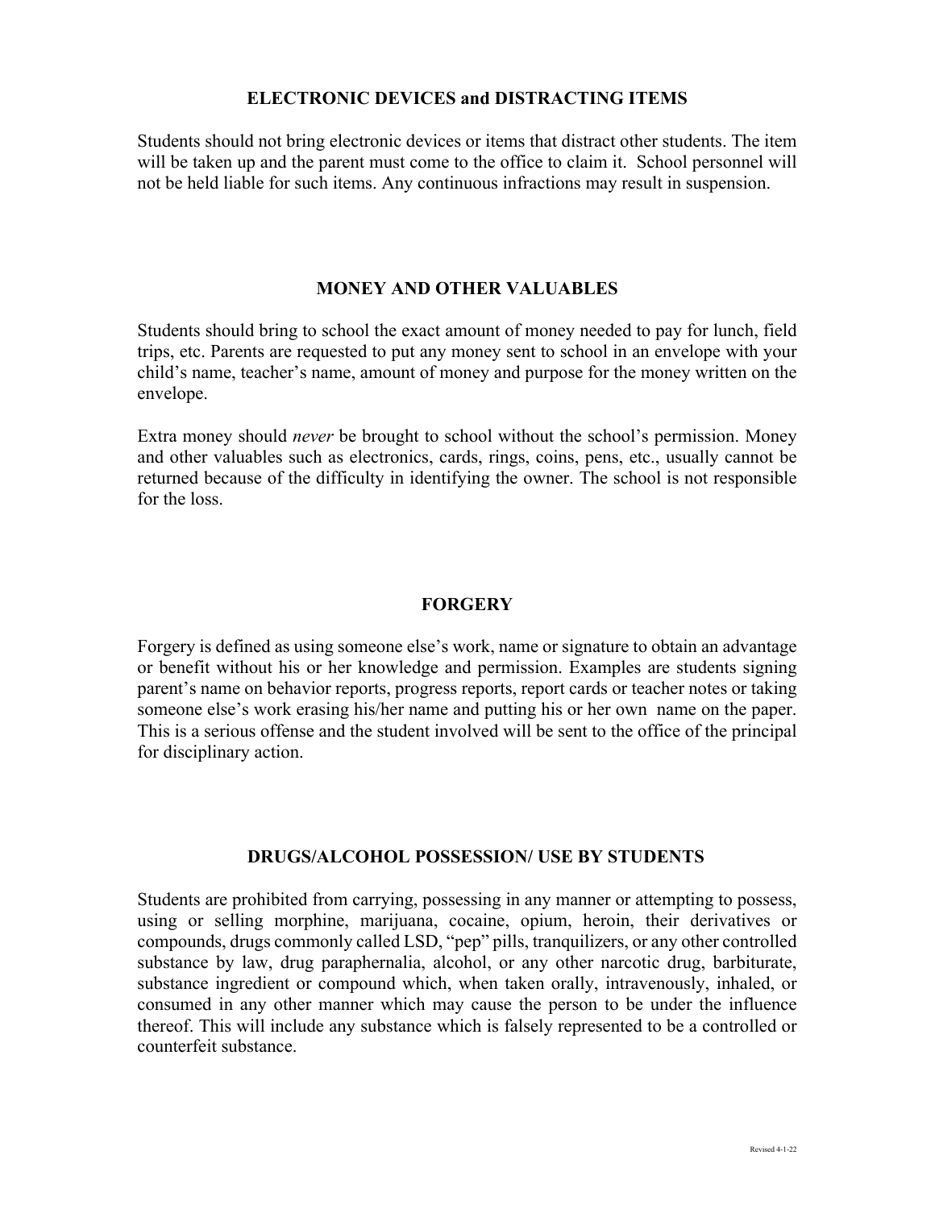## ELECTRONIC DEVICES and DISTRACTING ITEMS

Students should not bring electronic devices or items that distract other students. The item will be taken up and the parent must come to the office to claim it. School personnel will not be held liable for such items. Any continuous infractions may result in suspension.

## MONEY AND OTHER VALUABLES

Students should bring to school the exact amount of money needed to pay for lunch, field trips, etc. Parents are requested to put any money sent to school in an envelope with your child's name, teacher's name, amount of money and purpose for the money written on the envelope.

Extra money should *never* be brought to school without the school's permission. Money and other valuables such as electronics, cards, rings, coins, pens, etc., usually cannot be returned because of the difficulty in identifying the owner. The school is not responsible for the loss.

## FORGERY

Forgery is defined as using someone else's work, name or signature to obtain an advantage or benefit without his or her knowledge and permission. Examples are students signing parent's name on behavior reports, progress reports, report cards or teacher notes or taking someone else's work erasing his/her name and putting his or her own name on the paper. This is a serious offense and the student involved will be sent to the office of the principal for disciplinary action.

## DRUGS/ALCOHOL POSSESSION/ USE BY STUDENTS

Students are prohibited from carrying, possessing in any manner or attempting to possess, using or selling morphine, marijuana, cocaine, opium, heroin, their derivatives or compounds, drugs commonly called LSD, "pep" pills, tranquilizers, or any other controlled substance by law, drug paraphernalia, alcohol, or any other narcotic drug, barbiturate, substance ingredient or compound which, when taken orally, intravenously, inhaled, or consumed in any other manner which may cause the person to be under the influence thereof. This will include any substance which is falsely represented to be a controlled or counterfeit substance.

Revised 4-1-22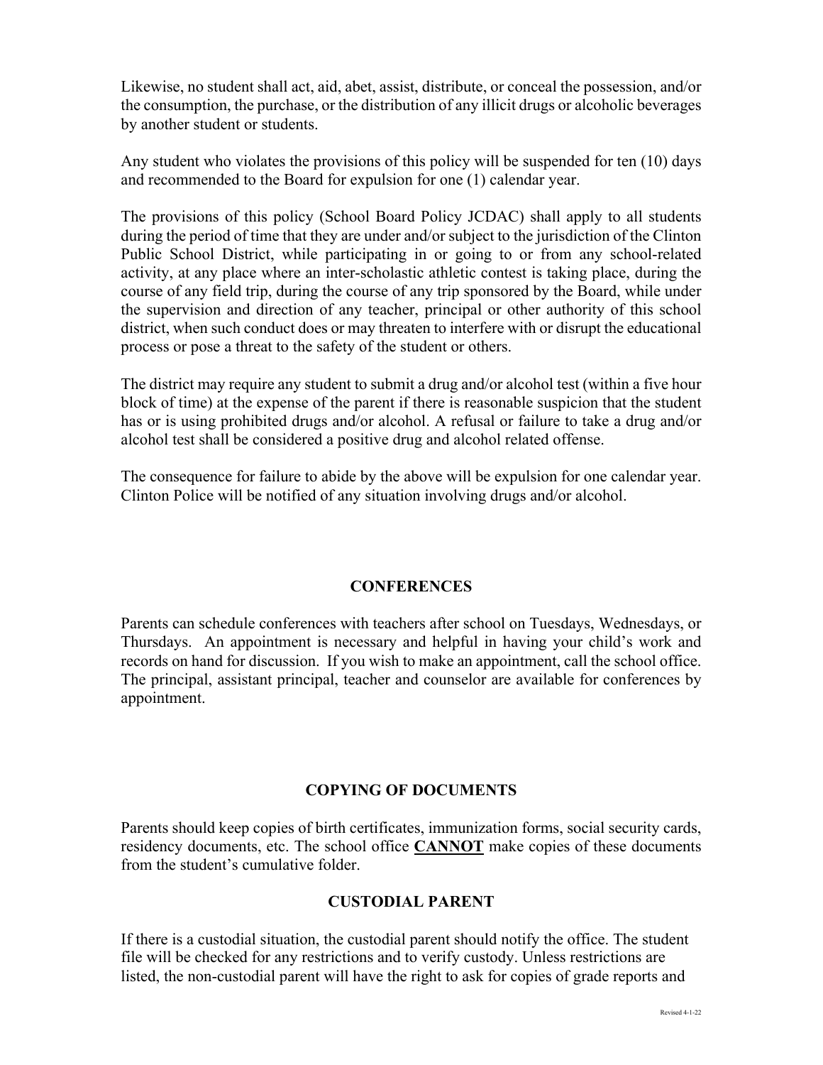Likewise, no student shall act, aid, abet, assist, distribute, or conceal the possession, and/or the consumption, the purchase, or the distribution of any illicit drugs or alcoholic beverages by another student or students.

Any student who violates the provisions of this policy will be suspended for ten (10) days and recommended to the Board for expulsion for one (1) calendar year.

The provisions of this policy (School Board Policy JCDAC) shall apply to all students during the period of time that they are under and/or subject to the jurisdiction of the Clinton Public School District, while participating in or going to or from any school-related activity, at any place where an inter-scholastic athletic contest is taking place, during the course of any field trip, during the course of any trip sponsored by the Board, while under the supervision and direction of any teacher, principal or other authority of this school district, when such conduct does or may threaten to interfere with or disrupt the educational process or pose a threat to the safety of the student or others.

The district may require any student to submit a drug and/or alcohol test (within a five hour block of time) at the expense of the parent if there is reasonable suspicion that the student has or is using prohibited drugs and/or alcohol. A refusal or failure to take a drug and/or alcohol test shall be considered a positive drug and alcohol related offense.

The consequence for failure to abide by the above will be expulsion for one calendar year. Clinton Police will be notified of any situation involving drugs and/or alcohol.

## CONFERENCES

Parents can schedule conferences with teachers after school on Tuesdays, Wednesdays, or Thursdays. An appointment is necessary and helpful in having your child's work and records on hand for discussion. If you wish to make an appointment, call the school office. The principal, assistant principal, teacher and counselor are available for conferences by appointment.

## COPYING OF DOCUMENTS

Parents should keep copies of birth certificates, immunization forms, social security cards, residency documents, etc. The school office **CANNOT** make copies of these documents from the student's cumulative folder.

## CUSTODIAL PARENT

If there is a custodial situation, the custodial parent should notify the office. The student file will be checked for any restrictions and to verify custody. Unless restrictions are listed, the non-custodial parent will have the right to ask for copies of grade reports and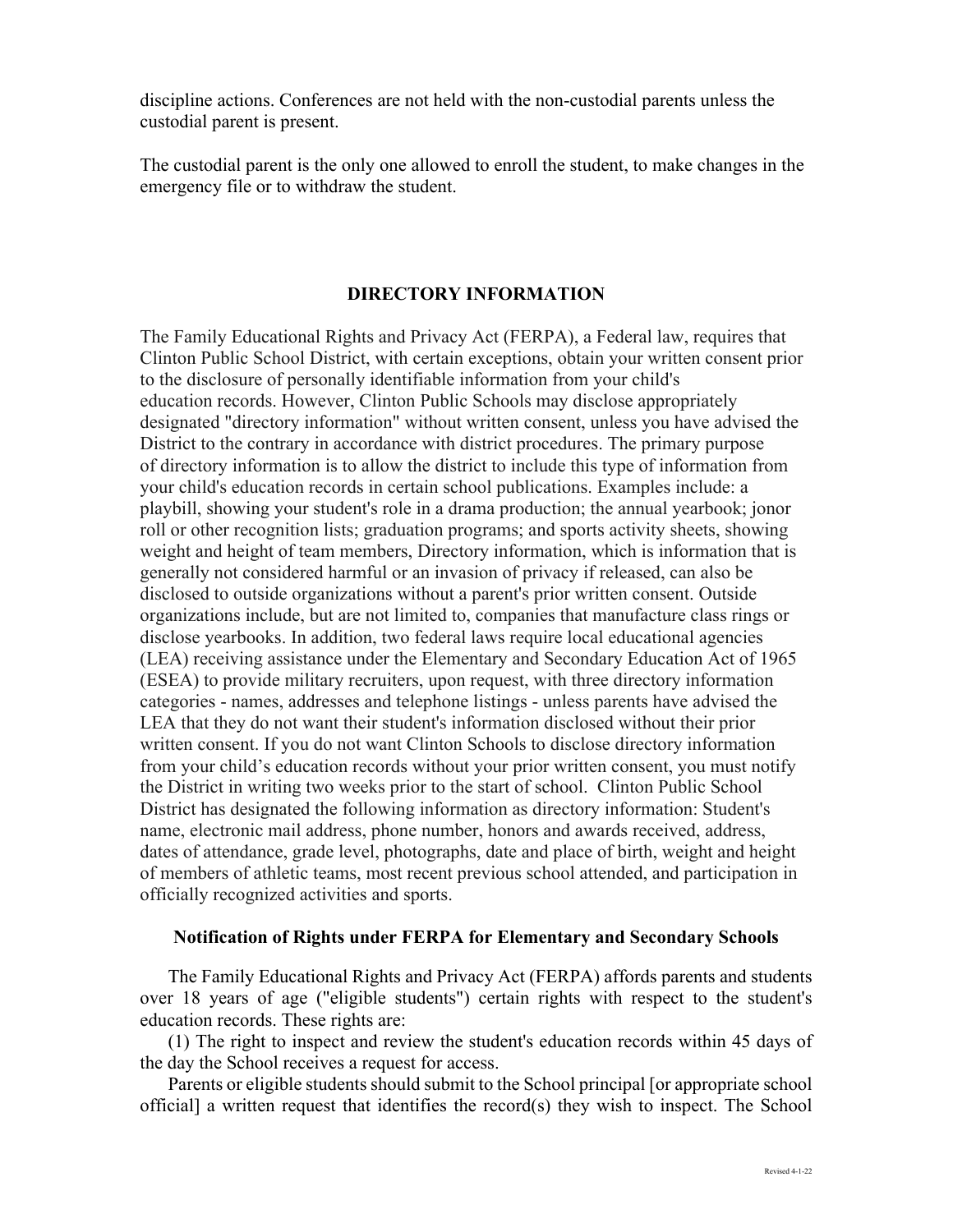discipline actions. Conferences are not held with the non-custodial parents unless the custodial parent is present.

The custodial parent is the only one allowed to enroll the student, to make changes in the emergency file or to withdraw the student.

## DIRECTORY INFORMATION

The Family Educational Rights and Privacy Act (FERPA), a Federal law, requires that Clinton Public School District, with certain exceptions, obtain your written consent prior to the disclosure of personally identifiable information from your child's education records. However, Clinton Public Schools may disclose appropriately designated "directory information" without written consent, unless you have advised the District to the contrary in accordance with district procedures. The primary purpose of directory information is to allow the district to include this type of information from your child's education records in certain school publications. Examples include: a playbill, showing your student's role in a drama production; the annual yearbook; jonor roll or other recognition lists; graduation programs; and sports activity sheets, showing weight and height of team members, Directory information, which is information that is generally not considered harmful or an invasion of privacy if released, can also be disclosed to outside organizations without a parent's prior written consent. Outside organizations include, but are not limited to, companies that manufacture class rings or disclose yearbooks. In addition, two federal laws require local educational agencies (LEA) receiving assistance under the Elementary and Secondary Education Act of 1965 (ESEA) to provide military recruiters, upon request, with three directory information categories - names, addresses and telephone listings - unless parents have advised the LEA that they do not want their student's information disclosed without their prior written consent. If you do not want Clinton Schools to disclose directory information from your child's education records without your prior written consent, you must notify the District in writing two weeks prior to the start of school. Clinton Public School District has designated the following information as directory information: Student's name, electronic mail address, phone number, honors and awards received, address, dates of attendance, grade level, photographs, date and place of birth, weight and height of members of athletic teams, most recent previous school attended, and participation in officially recognized activities and sports.

### Notification of Rights under FERPA for Elementary and Secondary Schools

The Family Educational Rights and Privacy Act (FERPA) affords parents and students over 18 years of age ("eligible students") certain rights with respect to the student's education records. These rights are:

(1) The right to inspect and review the student's education records within 45 days of the day the School receives a request for access.

Parents or eligible students should submit to the School principal [or appropriate school official] a written request that identifies the record(s) they wish to inspect. The School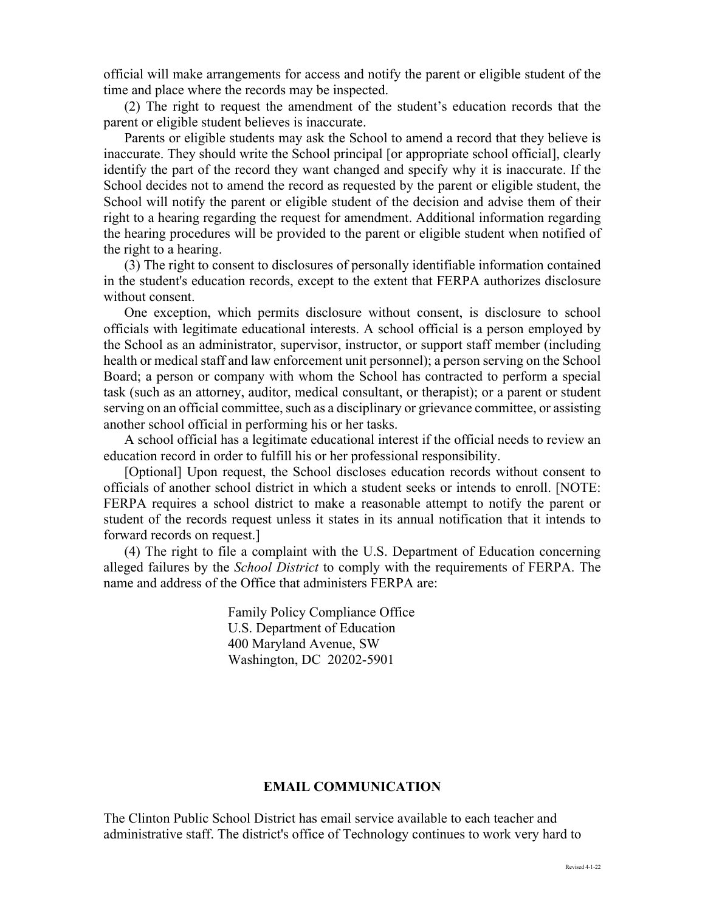official will make arrangements for access and notify the parent or eligible student of the time and place where the records may be inspected.

(2) The right to request the amendment of the student's education records that the parent or eligible student believes is inaccurate.

Parents or eligible students may ask the School to amend a record that they believe is inaccurate. They should write the School principal [or appropriate school official], clearly identify the part of the record they want changed and specify why it is inaccurate. If the School decides not to amend the record as requested by the parent or eligible student, the School will notify the parent or eligible student of the decision and advise them of their right to a hearing regarding the request for amendment. Additional information regarding the hearing procedures will be provided to the parent or eligible student when notified of the right to a hearing.

(3) The right to consent to disclosures of personally identifiable information contained in the student's education records, except to the extent that FERPA authorizes disclosure without consent.

One exception, which permits disclosure without consent, is disclosure to school officials with legitimate educational interests. A school official is a person employed by the School as an administrator, supervisor, instructor, or support staff member (including health or medical staff and law enforcement unit personnel); a person serving on the School Board; a person or company with whom the School has contracted to perform a special task (such as an attorney, auditor, medical consultant, or therapist); or a parent or student serving on an official committee, such as a disciplinary or grievance committee, or assisting another school official in performing his or her tasks.

A school official has a legitimate educational interest if the official needs to review an education record in order to fulfill his or her professional responsibility.

[Optional] Upon request, the School discloses education records without consent to officials of another school district in which a student seeks or intends to enroll. [NOTE: FERPA requires a school district to make a reasonable attempt to notify the parent or student of the records request unless it states in its annual notification that it intends to forward records on request.]

(4) The right to file a complaint with the U.S. Department of Education concerning alleged failures by the *School District* to comply with the requirements of FERPA. The name and address of the Office that administers FERPA are:

Family Policy Compliance Office
U.S. Department of Education
400 Maryland Avenue, SW
Washington, DC 20202-5901

## EMAIL COMMUNICATION

The Clinton Public School District has email service available to each teacher and administrative staff. The district's office of Technology continues to work very hard to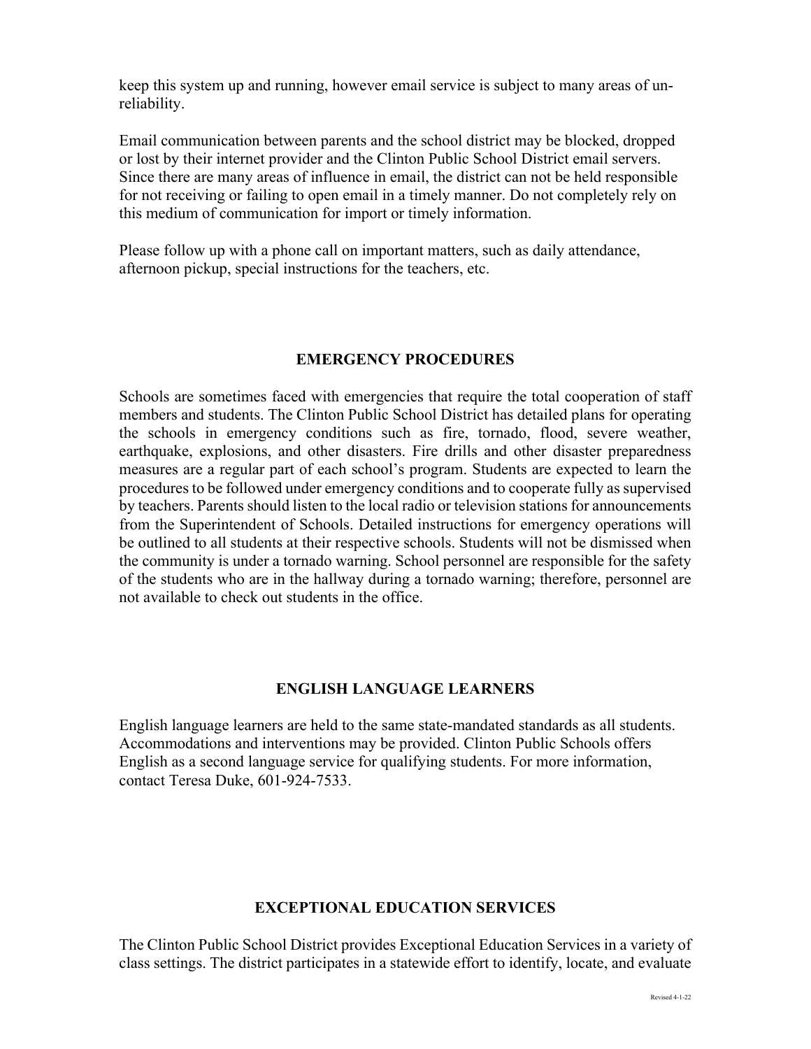keep this system up and running, however email service is subject to many areas of un-reliability.

Email communication between parents and the school district may be blocked, dropped or lost by their internet provider and the Clinton Public School District email servers. Since there are many areas of influence in email, the district can not be held responsible for not receiving or failing to open email in a timely manner. Do not completely rely on this medium of communication for import or timely information.

Please follow up with a phone call on important matters, such as daily attendance, afternoon pickup, special instructions for the teachers, etc.

## EMERGENCY PROCEDURES

Schools are sometimes faced with emergencies that require the total cooperation of staff members and students. The Clinton Public School District has detailed plans for operating the schools in emergency conditions such as fire, tornado, flood, severe weather, earthquake, explosions, and other disasters. Fire drills and other disaster preparedness measures are a regular part of each school's program. Students are expected to learn the procedures to be followed under emergency conditions and to cooperate fully as supervised by teachers. Parents should listen to the local radio or television stations for announcements from the Superintendent of Schools. Detailed instructions for emergency operations will be outlined to all students at their respective schools. Students will not be dismissed when the community is under a tornado warning. School personnel are responsible for the safety of the students who are in the hallway during a tornado warning; therefore, personnel are not available to check out students in the office.

## ENGLISH LANGUAGE LEARNERS

English language learners are held to the same state-mandated standards as all students. Accommodations and interventions may be provided. Clinton Public Schools offers English as a second language service for qualifying students. For more information, contact Teresa Duke, 601-924-7533.

## EXCEPTIONAL EDUCATION SERVICES

The Clinton Public School District provides Exceptional Education Services in a variety of class settings. The district participates in a statewide effort to identify, locate, and evaluate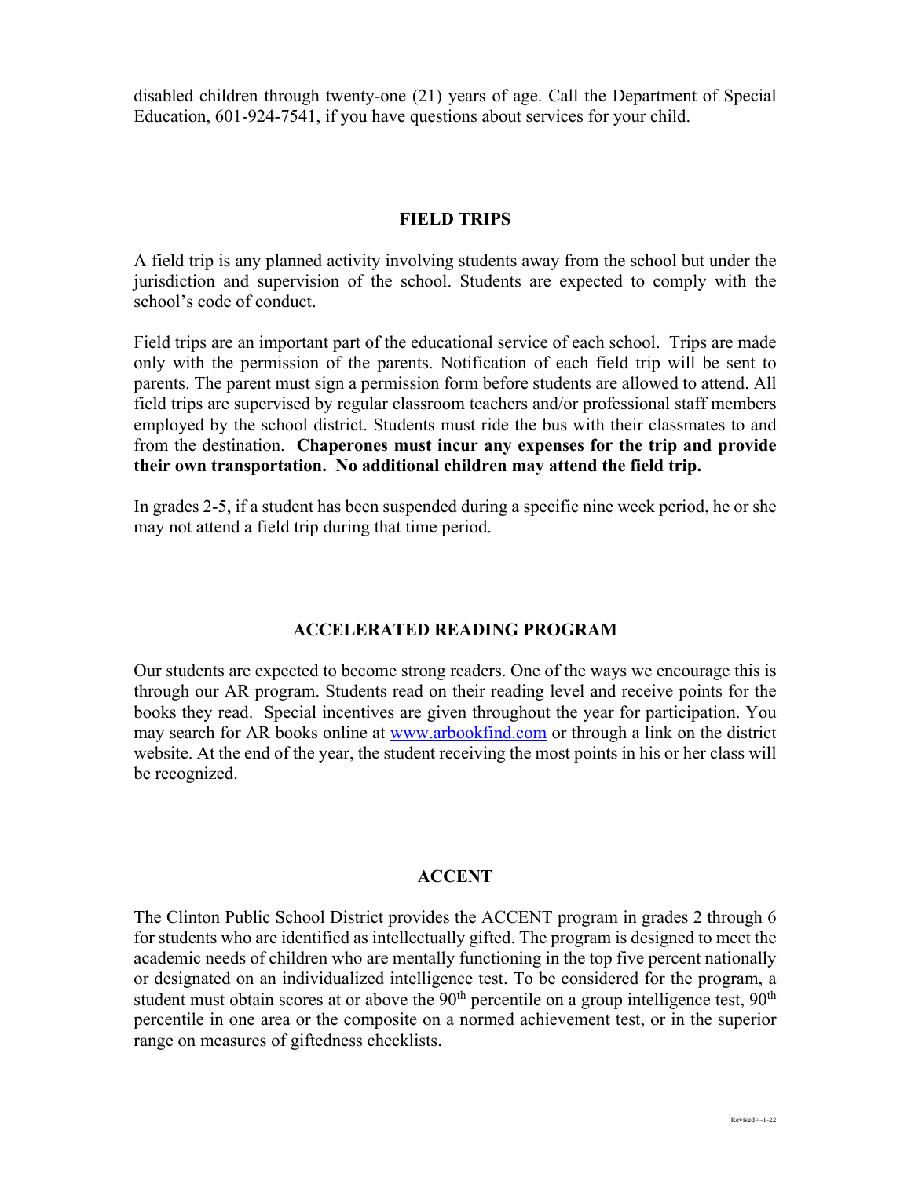disabled children through twenty-one (21) years of age. Call the Department of Special Education, 601-924-7541, if you have questions about services for your child.

## FIELD TRIPS

A field trip is any planned activity involving students away from the school but under the jurisdiction and supervision of the school. Students are expected to comply with the school's code of conduct.

Field trips are an important part of the educational service of each school. Trips are made only with the permission of the parents. Notification of each field trip will be sent to parents. The parent must sign a permission form before students are allowed to attend. All field trips are supervised by regular classroom teachers and/or professional staff members employed by the school district. Students must ride the bus with their classmates to and from the destination. **Chaperones must incur any expenses for the trip and provide their own transportation. No additional children may attend the field trip.**

In grades 2-5, if a student has been suspended during a specific nine week period, he or she may not attend a field trip during that time period.

## ACCELERATED READING PROGRAM

Our students are expected to become strong readers. One of the ways we encourage this is through our AR program. Students read on their reading level and receive points for the books they read. Special incentives are given throughout the year for participation. You may search for AR books online at [www.arbookfind.com](http://www.arbookfind.com) or through a link on the district website. At the end of the year, the student receiving the most points in his or her class will be recognized.

## ACCENT

The Clinton Public School District provides the ACCENT program in grades 2 through 6 for students who are identified as intellectually gifted. The program is designed to meet the academic needs of children who are mentally functioning in the top five percent nationally or designated on an individualized intelligence test. To be considered for the program, a student must obtain scores at or above the 90th percentile on a group intelligence test, 90th percentile in one area or the composite on a normed achievement test, or in the superior range on measures of giftedness checklists.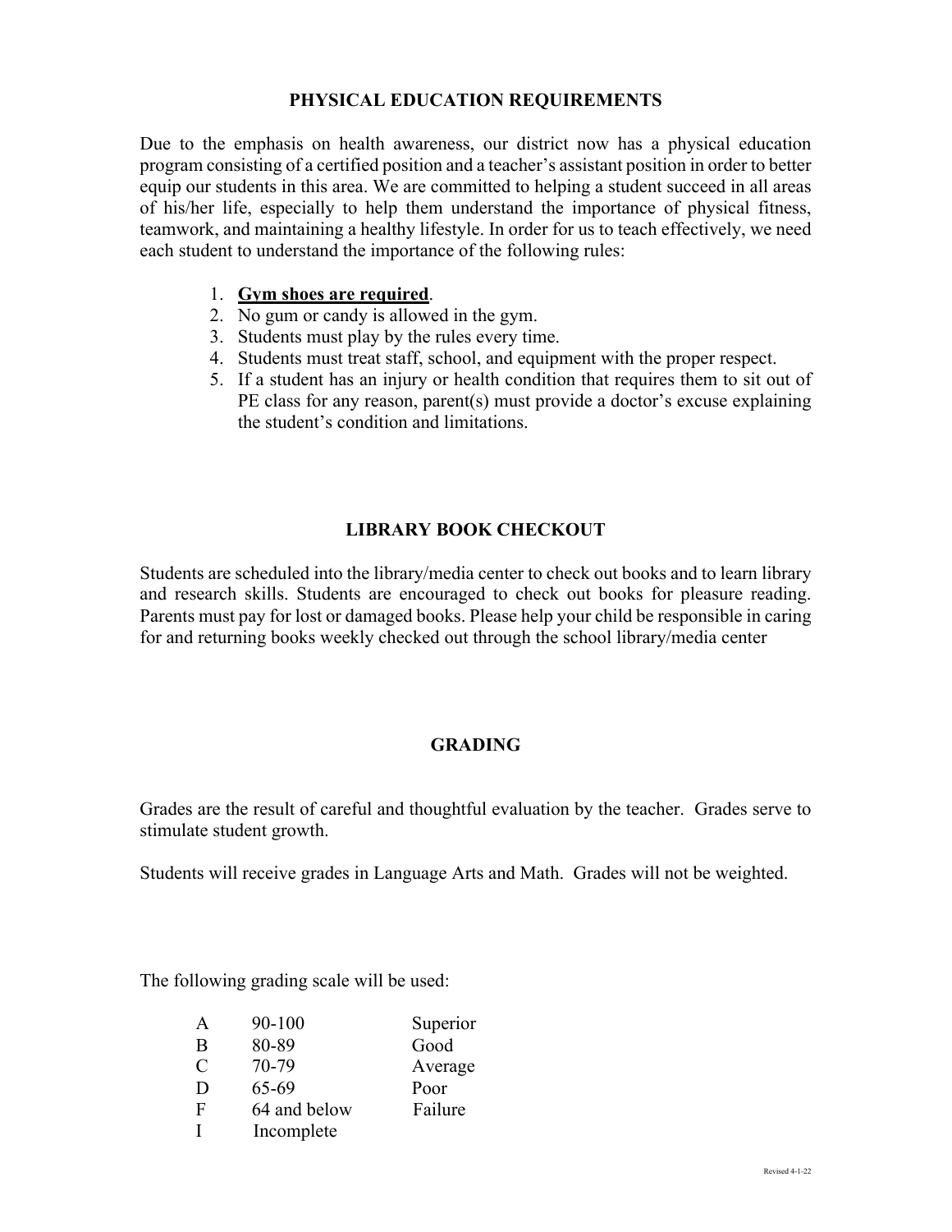## PHYSICAL EDUCATION REQUIREMENTS

Due to the emphasis on health awareness, our district now has a physical education program consisting of a certified position and a teacher's assistant position in order to better equip our students in this area. We are committed to helping a student succeed in all areas of his/her life, especially to help them understand the importance of physical fitness, teamwork, and maintaining a healthy lifestyle. In order for us to teach effectively, we need each student to understand the importance of the following rules:

1. **Gym shoes are required**.
2. No gum or candy is allowed in the gym.
3. Students must play by the rules every time.
4. Students must treat staff, school, and equipment with the proper respect.
5. If a student has an injury or health condition that requires them to sit out of PE class for any reason, parent(s) must provide a doctor's excuse explaining the student's condition and limitations.

## LIBRARY BOOK CHECKOUT

Students are scheduled into the library/media center to check out books and to learn library and research skills. Students are encouraged to check out books for pleasure reading. Parents must pay for lost or damaged books. Please help your child be responsible in caring for and returning books weekly checked out through the school library/media center

## GRADING

Grades are the result of careful and thoughtful evaluation by the teacher. Grades serve to stimulate student growth.

Students will receive grades in Language Arts and Math. Grades will not be weighted.

The following grading scale will be used:

| | | |
|---|---|---|
| A | 90-100 | Superior |
| B | 80-89 | Good |
| C | 70-79 | Average |
| D | 65-69 | Poor |
| F | 64 and below | Failure |
| I | Incomplete | |

Revised 4-1-22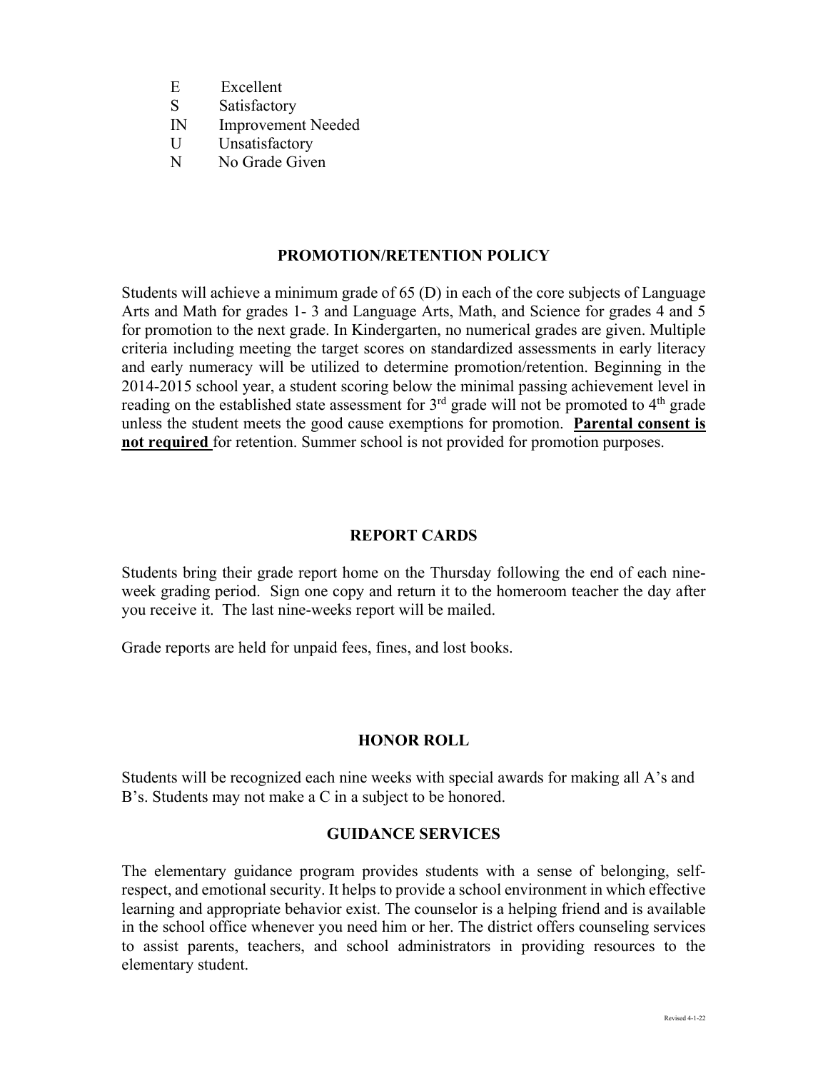E Excellent
S Satisfactory
IN Improvement Needed
U Unsatisfactory
N No Grade Given

## PROMOTION/RETENTION POLICY

Students will achieve a minimum grade of 65 (D) in each of the core subjects of Language Arts and Math for grades 1- 3 and Language Arts, Math, and Science for grades 4 and 5 for promotion to the next grade. In Kindergarten, no numerical grades are given. Multiple criteria including meeting the target scores on standardized assessments in early literacy and early numeracy will be utilized to determine promotion/retention. Beginning in the 2014-2015 school year, a student scoring below the minimal passing achievement level in reading on the established state assessment for 3rd grade will not be promoted to 4th grade unless the student meets the good cause exemptions for promotion. **Parental consent is not required** for retention. Summer school is not provided for promotion purposes.

## REPORT CARDS

Students bring their grade report home on the Thursday following the end of each nine-week grading period. Sign one copy and return it to the homeroom teacher the day after you receive it. The last nine-weeks report will be mailed.

Grade reports are held for unpaid fees, fines, and lost books.

## HONOR ROLL

Students will be recognized each nine weeks with special awards for making all A's and B's. Students may not make a C in a subject to be honored.

## GUIDANCE SERVICES

The elementary guidance program provides students with a sense of belonging, self-respect, and emotional security. It helps to provide a school environment in which effective learning and appropriate behavior exist. The counselor is a helping friend and is available in the school office whenever you need him or her. The district offers counseling services to assist parents, teachers, and school administrators in providing resources to the elementary student.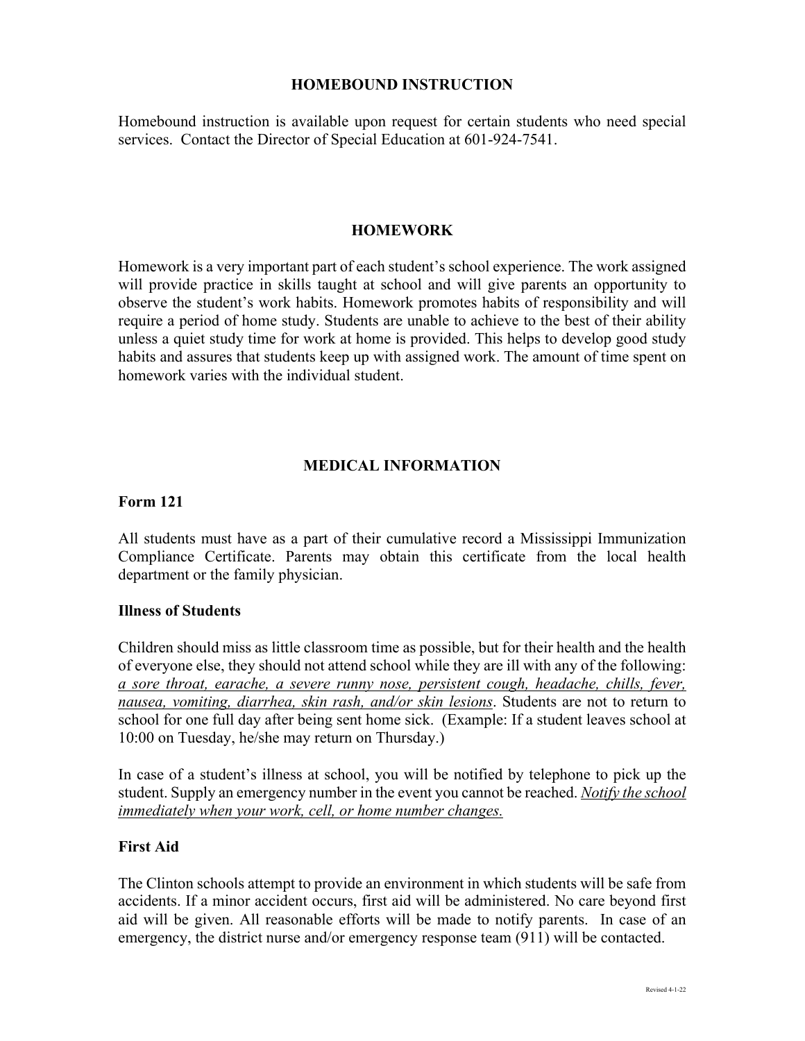## HOMEBOUND INSTRUCTION

Homebound instruction is available upon request for certain students who need special services. Contact the Director of Special Education at 601-924-7541.

## HOMEWORK

Homework is a very important part of each student's school experience. The work assigned will provide practice in skills taught at school and will give parents an opportunity to observe the student's work habits. Homework promotes habits of responsibility and will require a period of home study. Students are unable to achieve to the best of their ability unless a quiet study time for work at home is provided. This helps to develop good study habits and assures that students keep up with assigned work. The amount of time spent on homework varies with the individual student.

## MEDICAL INFORMATION

### Form 121

All students must have as a part of their cumulative record a Mississippi Immunization Compliance Certificate. Parents may obtain this certificate from the local health department or the family physician.

### Illness of Students

Children should miss as little classroom time as possible, but for their health and the health of everyone else, they should not attend school while they are ill with any of the following: *a sore throat, earache, a severe runny nose, persistent cough, headache, chills, fever, nausea, vomiting, diarrhea, skin rash, and/or skin lesions*. Students are not to return to school for one full day after being sent home sick. (Example: If a student leaves school at 10:00 on Tuesday, he/she may return on Thursday.)

In case of a student's illness at school, you will be notified by telephone to pick up the student. Supply an emergency number in the event you cannot be reached. *Notify the school immediately when your work, cell, or home number changes.*

### First Aid

The Clinton schools attempt to provide an environment in which students will be safe from accidents. If a minor accident occurs, first aid will be administered. No care beyond first aid will be given. All reasonable efforts will be made to notify parents. In case of an emergency, the district nurse and/or emergency response team (911) will be contacted.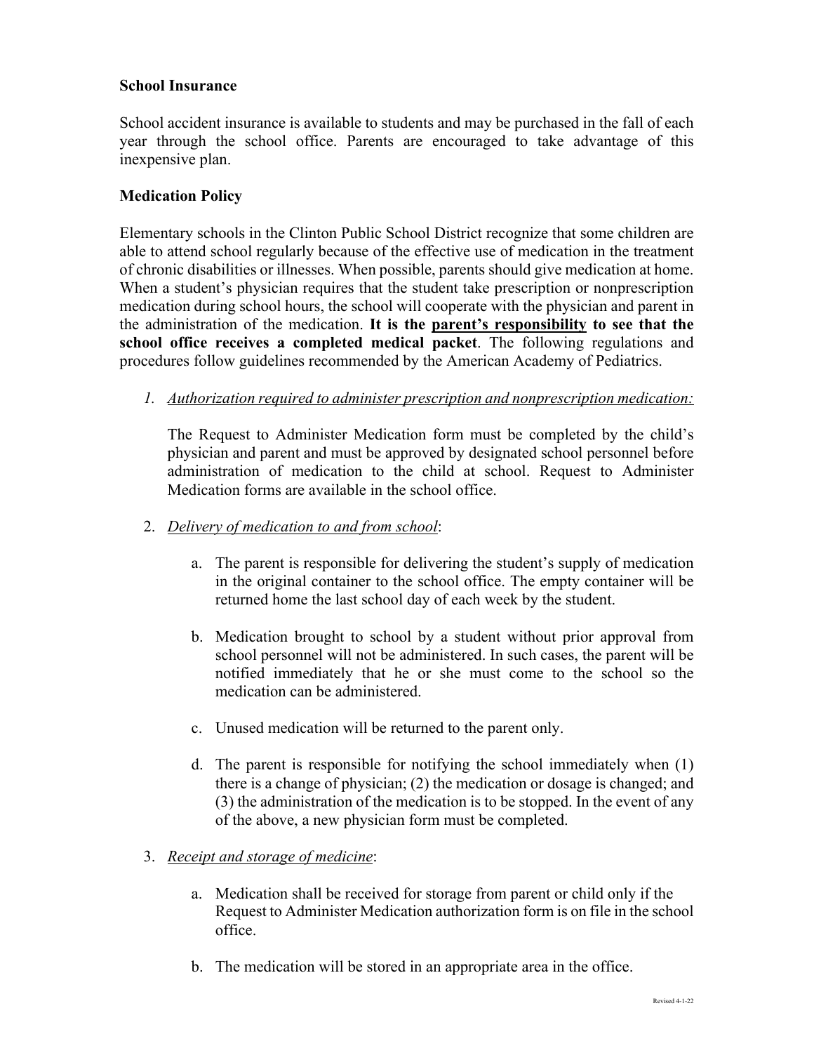## School Insurance

School accident insurance is available to students and may be purchased in the fall of each year through the school office. Parents are encouraged to take advantage of this inexpensive plan.

## Medication Policy

Elementary schools in the Clinton Public School District recognize that some children are able to attend school regularly because of the effective use of medication in the treatment of chronic disabilities or illnesses. When possible, parents should give medication at home. When a student's physician requires that the student take prescription or nonprescription medication during school hours, the school will cooperate with the physician and parent in the administration of the medication. **It is the <u>parent's responsibility</u> to see that the school office receives a completed medical packet**. The following regulations and procedures follow guidelines recommended by the American Academy of Pediatrics.

1. *<u>Authorization required to administer prescription and nonprescription medication:</u>*

   The Request to Administer Medication form must be completed by the child's physician and parent and must be approved by designated school personnel before administration of medication to the child at school. Request to Administer Medication forms are available in the school office.

2. *<u>Delivery of medication to and from school</u>*:

   a. The parent is responsible for delivering the student's supply of medication in the original container to the school office. The empty container will be returned home the last school day of each week by the student.

   b. Medication brought to school by a student without prior approval from school personnel will not be administered. In such cases, the parent will be notified immediately that he or she must come to the school so the medication can be administered.

   c. Unused medication will be returned to the parent only.

   d. The parent is responsible for notifying the school immediately when (1) there is a change of physician; (2) the medication or dosage is changed; and (3) the administration of the medication is to be stopped. In the event of any of the above, a new physician form must be completed.

3. *<u>Receipt and storage of medicine</u>*:

   a. Medication shall be received for storage from parent or child only if the Request to Administer Medication authorization form is on file in the school office.

   b. The medication will be stored in an appropriate area in the office.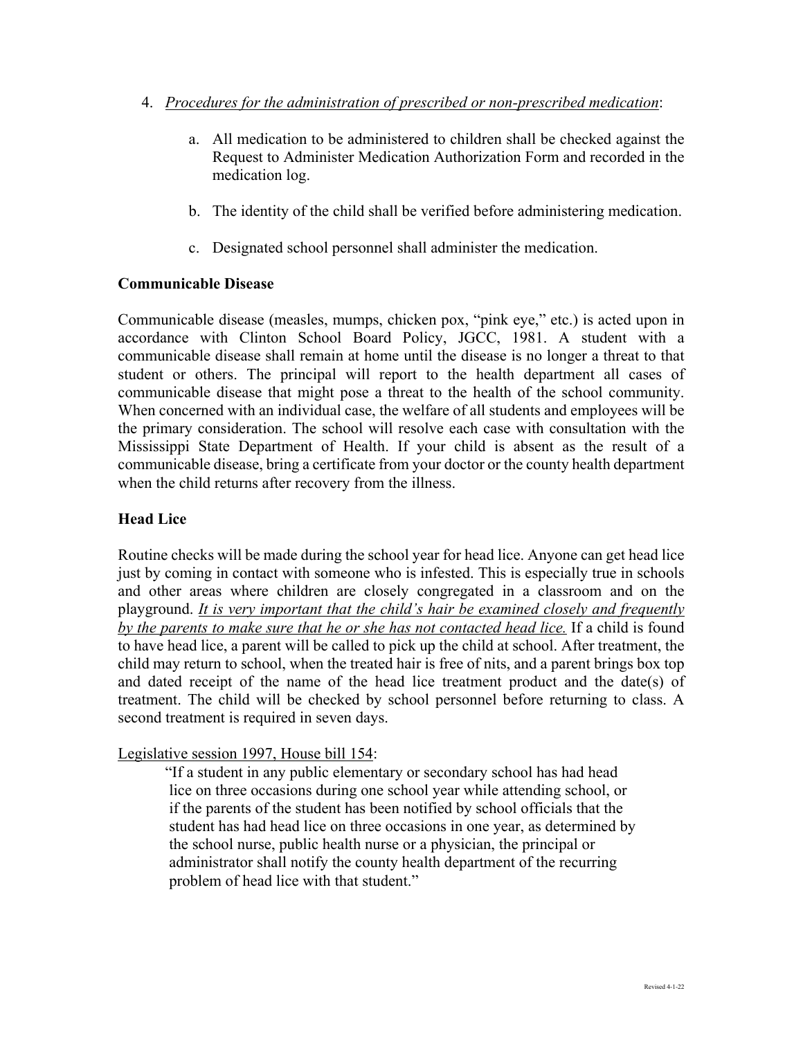4. *Procedures for the administration of prescribed or non-prescribed medication*:

    a. All medication to be administered to children shall be checked against the Request to Administer Medication Authorization Form and recorded in the medication log.

    b. The identity of the child shall be verified before administering medication.

    c. Designated school personnel shall administer the medication.

**Communicable Disease**

Communicable disease (measles, mumps, chicken pox, "pink eye," etc.) is acted upon in accordance with Clinton School Board Policy, JGCC, 1981. A student with a communicable disease shall remain at home until the disease is no longer a threat to that student or others. The principal will report to the health department all cases of communicable disease that might pose a threat to the health of the school community. When concerned with an individual case, the welfare of all students and employees will be the primary consideration. The school will resolve each case with consultation with the Mississippi State Department of Health. If your child is absent as the result of a communicable disease, bring a certificate from your doctor or the county health department when the child returns after recovery from the illness.

**Head Lice**

Routine checks will be made during the school year for head lice. Anyone can get head lice just by coming in contact with someone who is infested. This is especially true in schools and other areas where children are closely congregated in a classroom and on the playground. *It is very important that the child's hair be examined closely and frequently by the parents to make sure that he or she has not contacted head lice.* If a child is found to have head lice, a parent will be called to pick up the child at school. After treatment, the child may return to school, when the treated hair is free of nits, and a parent brings box top and dated receipt of the name of the head lice treatment product and the date(s) of treatment. The child will be checked by school personnel before returning to class. A second treatment is required in seven days.

Legislative session 1997, House bill 154:

> "If a student in any public elementary or secondary school has had head lice on three occasions during one school year while attending school, or if the parents of the student has been notified by school officials that the student has had head lice on three occasions in one year, as determined by the school nurse, public health nurse or a physician, the principal or administrator shall notify the county health department of the recurring problem of head lice with that student."

Revised 4-1-22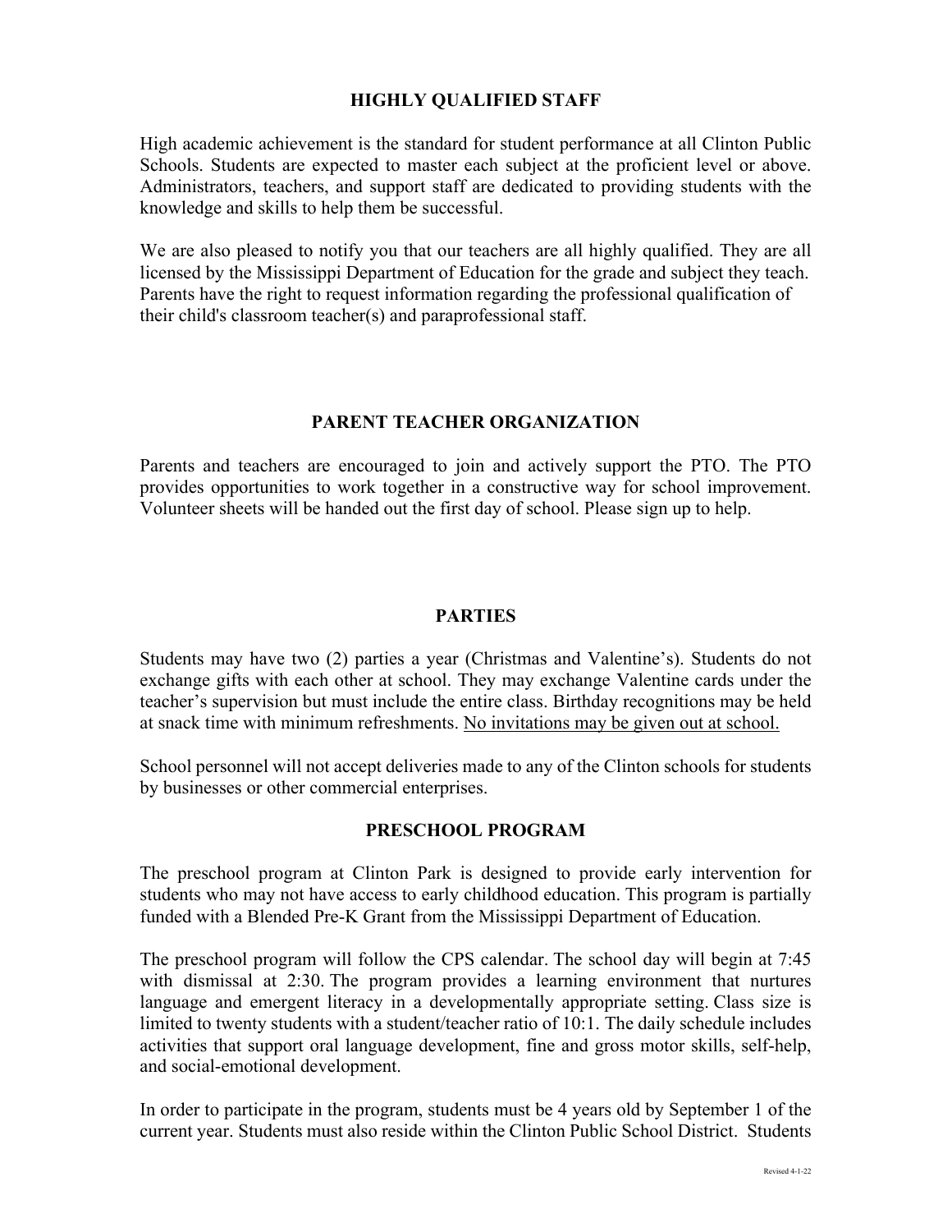## HIGHLY QUALIFIED STAFF

High academic achievement is the standard for student performance at all Clinton Public Schools. Students are expected to master each subject at the proficient level or above. Administrators, teachers, and support staff are dedicated to providing students with the knowledge and skills to help them be successful.

We are also pleased to notify you that our teachers are all highly qualified. They are all licensed by the Mississippi Department of Education for the grade and subject they teach. Parents have the right to request information regarding the professional qualification of their child's classroom teacher(s) and paraprofessional staff.

## PARENT TEACHER ORGANIZATION

Parents and teachers are encouraged to join and actively support the PTO. The PTO provides opportunities to work together in a constructive way for school improvement. Volunteer sheets will be handed out the first day of school. Please sign up to help.

## PARTIES

Students may have two (2) parties a year (Christmas and Valentine's). Students do not exchange gifts with each other at school. They may exchange Valentine cards under the teacher's supervision but must include the entire class. Birthday recognitions may be held at snack time with minimum refreshments. <u>No invitations may be given out at school.</u>

School personnel will not accept deliveries made to any of the Clinton schools for students by businesses or other commercial enterprises.

## PRESCHOOL PROGRAM

The preschool program at Clinton Park is designed to provide early intervention for students who may not have access to early childhood education. This program is partially funded with a Blended Pre-K Grant from the Mississippi Department of Education.

The preschool program will follow the CPS calendar. The school day will begin at 7:45 with dismissal at 2:30. The program provides a learning environment that nurtures language and emergent literacy in a developmentally appropriate setting. Class size is limited to twenty students with a student/teacher ratio of 10:1. The daily schedule includes activities that support oral language development, fine and gross motor skills, self-help, and social-emotional development.

In order to participate in the program, students must be 4 years old by September 1 of the current year. Students must also reside within the Clinton Public School District. Students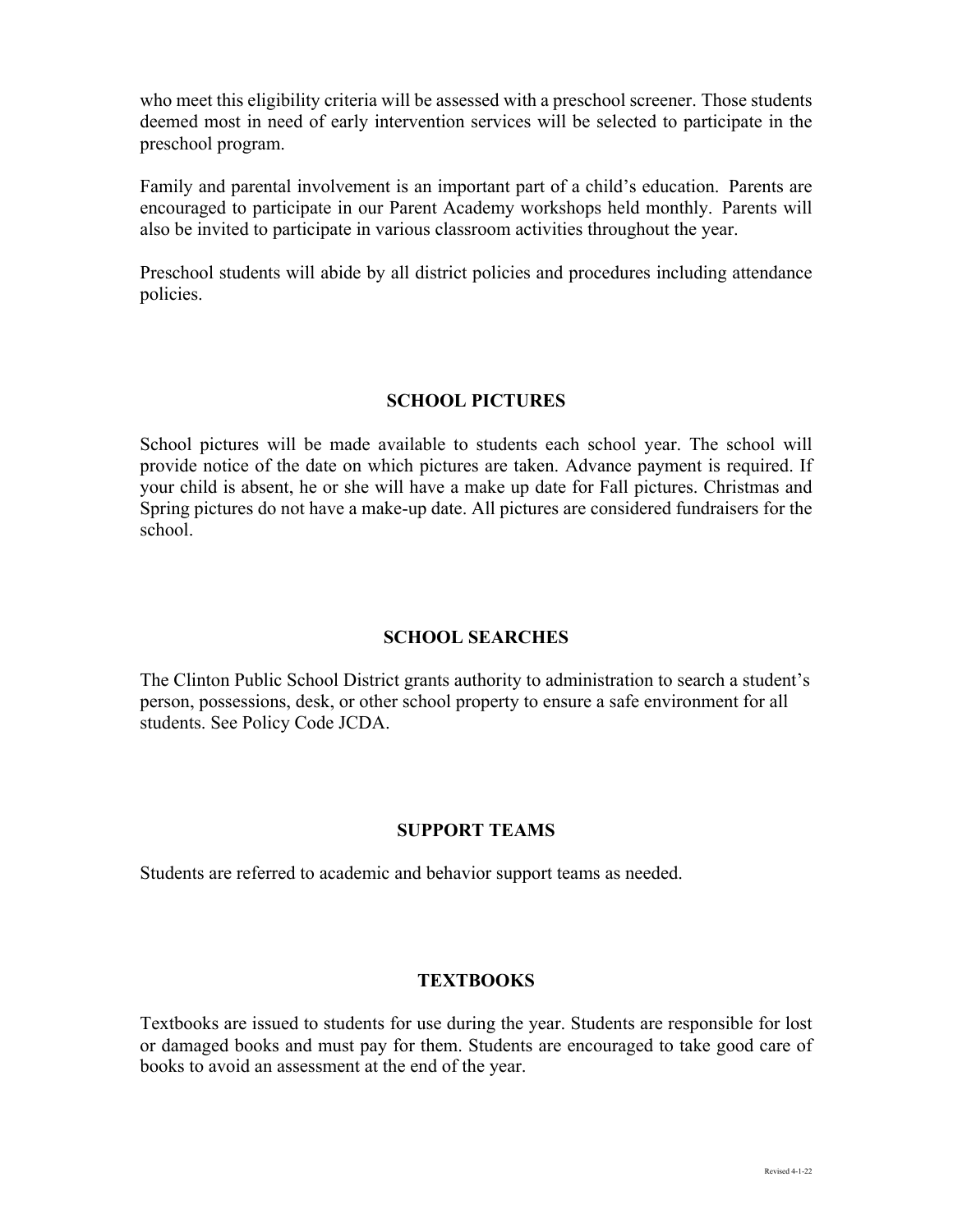who meet this eligibility criteria will be assessed with a preschool screener. Those students deemed most in need of early intervention services will be selected to participate in the preschool program.

Family and parental involvement is an important part of a child's education. Parents are encouraged to participate in our Parent Academy workshops held monthly. Parents will also be invited to participate in various classroom activities throughout the year.

Preschool students will abide by all district policies and procedures including attendance policies.

## SCHOOL PICTURES

School pictures will be made available to students each school year. The school will provide notice of the date on which pictures are taken. Advance payment is required. If your child is absent, he or she will have a make up date for Fall pictures. Christmas and Spring pictures do not have a make-up date. All pictures are considered fundraisers for the school.

## SCHOOL SEARCHES

The Clinton Public School District grants authority to administration to search a student's person, possessions, desk, or other school property to ensure a safe environment for all students. See Policy Code JCDA.

## SUPPORT TEAMS

Students are referred to academic and behavior support teams as needed.

## TEXTBOOKS

Textbooks are issued to students for use during the year. Students are responsible for lost or damaged books and must pay for them. Students are encouraged to take good care of books to avoid an assessment at the end of the year.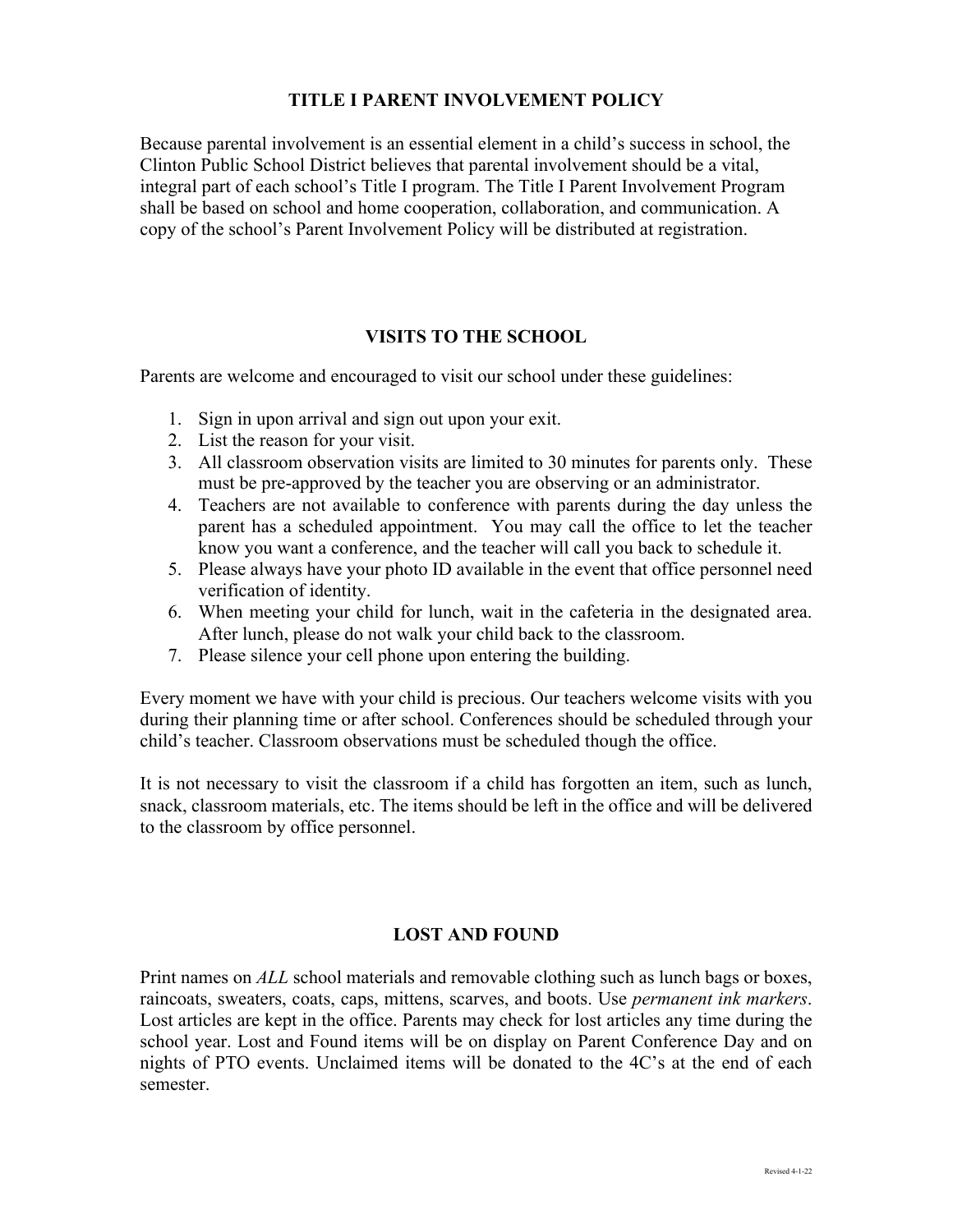## TITLE I PARENT INVOLVEMENT POLICY

Because parental involvement is an essential element in a child's success in school, the Clinton Public School District believes that parental involvement should be a vital, integral part of each school's Title I program. The Title I Parent Involvement Program shall be based on school and home cooperation, collaboration, and communication. A copy of the school's Parent Involvement Policy will be distributed at registration.

## VISITS TO THE SCHOOL

Parents are welcome and encouraged to visit our school under these guidelines:

1. Sign in upon arrival and sign out upon your exit.
2. List the reason for your visit.
3. All classroom observation visits are limited to 30 minutes for parents only. These must be pre-approved by the teacher you are observing or an administrator.
4. Teachers are not available to conference with parents during the day unless the parent has a scheduled appointment. You may call the office to let the teacher know you want a conference, and the teacher will call you back to schedule it.
5. Please always have your photo ID available in the event that office personnel need verification of identity.
6. When meeting your child for lunch, wait in the cafeteria in the designated area. After lunch, please do not walk your child back to the classroom.
7. Please silence your cell phone upon entering the building.

Every moment we have with your child is precious. Our teachers welcome visits with you during their planning time or after school. Conferences should be scheduled through your child's teacher. Classroom observations must be scheduled though the office.

It is not necessary to visit the classroom if a child has forgotten an item, such as lunch, snack, classroom materials, etc. The items should be left in the office and will be delivered to the classroom by office personnel.

## LOST AND FOUND

Print names on *ALL* school materials and removable clothing such as lunch bags or boxes, raincoats, sweaters, coats, caps, mittens, scarves, and boots. Use *permanent ink markers*. Lost articles are kept in the office. Parents may check for lost articles any time during the school year. Lost and Found items will be on display on Parent Conference Day and on nights of PTO events. Unclaimed items will be donated to the 4C's at the end of each semester.

Revised 4-1-22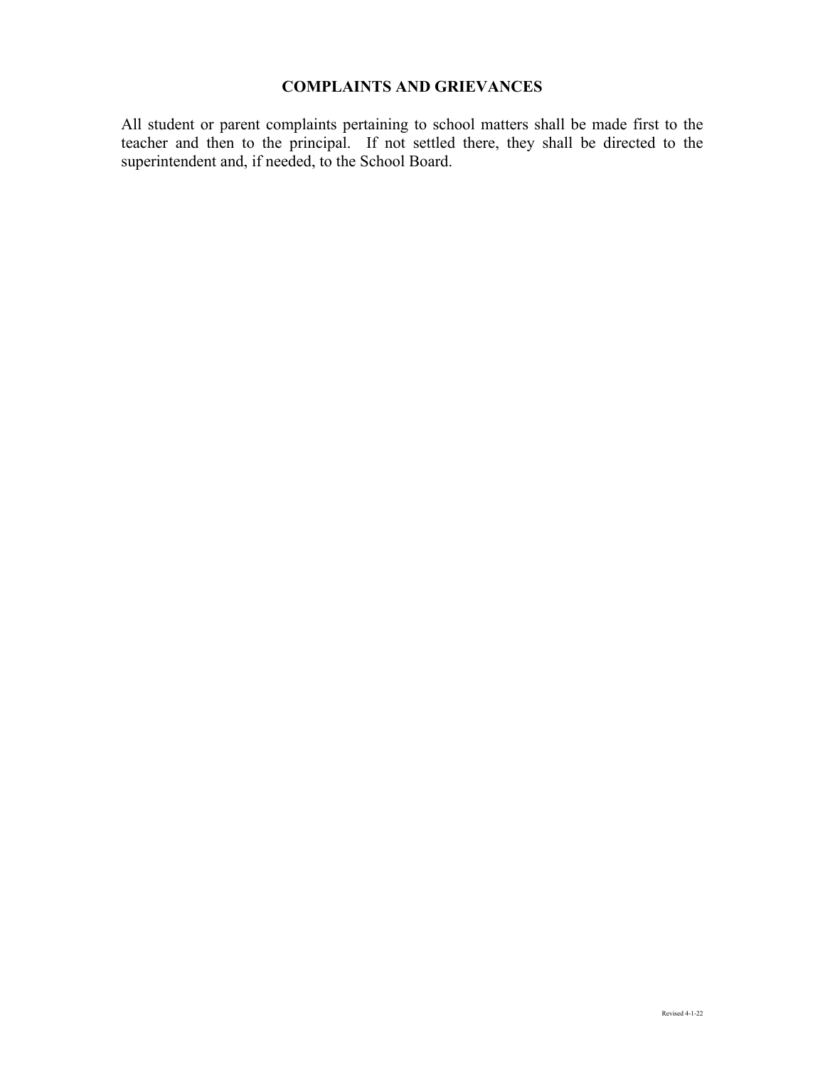# COMPLAINTS AND GRIEVANCES

All student or parent complaints pertaining to school matters shall be made first to the teacher and then to the principal. If not settled there, they shall be directed to the superintendent and, if needed, to the School Board.

Revised 4-1-22